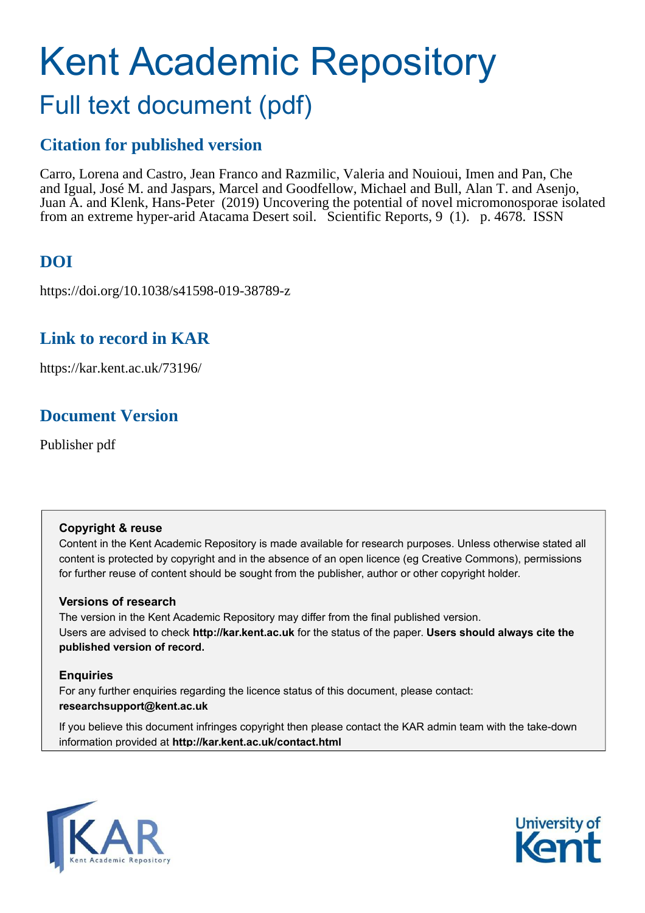# Kent Academic Repository

## Full text document (pdf)

### Citation for published version

Carro, Lorena and Castro, Jean Franco and Razmilic, Valeria and Nouioui, Imen and Pan, Che and Igual, José M. and Jaspars, Marcel and Goodfellow, Michael and Bull, Alan T. and Asenjo, Juan A. and Klenk, Hans-Peter (2019) Uncovering the potential of novel micromonosporae isolated from an extreme hyper-arid Atacama Desert soil. Scientific Reports, 9 (1). p. 4678. ISSN

### DOI

https://doi.org/10.1038/s41598-019-38789-z

### Link to record in KAR

https://kar.kent.ac.uk/73196/

### Document Version

Publisher pdf

**Copyright & reuse**

Content in the Kent Academic Repository is made available for research purposes. Unless otherwise stated all content is protected by copyright and in the absence of an open licence (eg Creative Commons), permissions for further reuse of content should be sought from the publisher, author or other copyright holder.

**Versions of research**

The version in the Kent Academic Repository may differ from the final published version. Users are advised to check **http://kar.kent.ac.uk** for the status of the paper. **Users should always cite the published version of record.**

**Enquiries**

For any further enquiries regarding the licence status of this document, please contact: **researchsupport@kent.ac.uk**

If you believe this document infringes copyright then please contact the KAR admin team with the take-down information provided at **http://kar.kent.ac.uk/contact.html**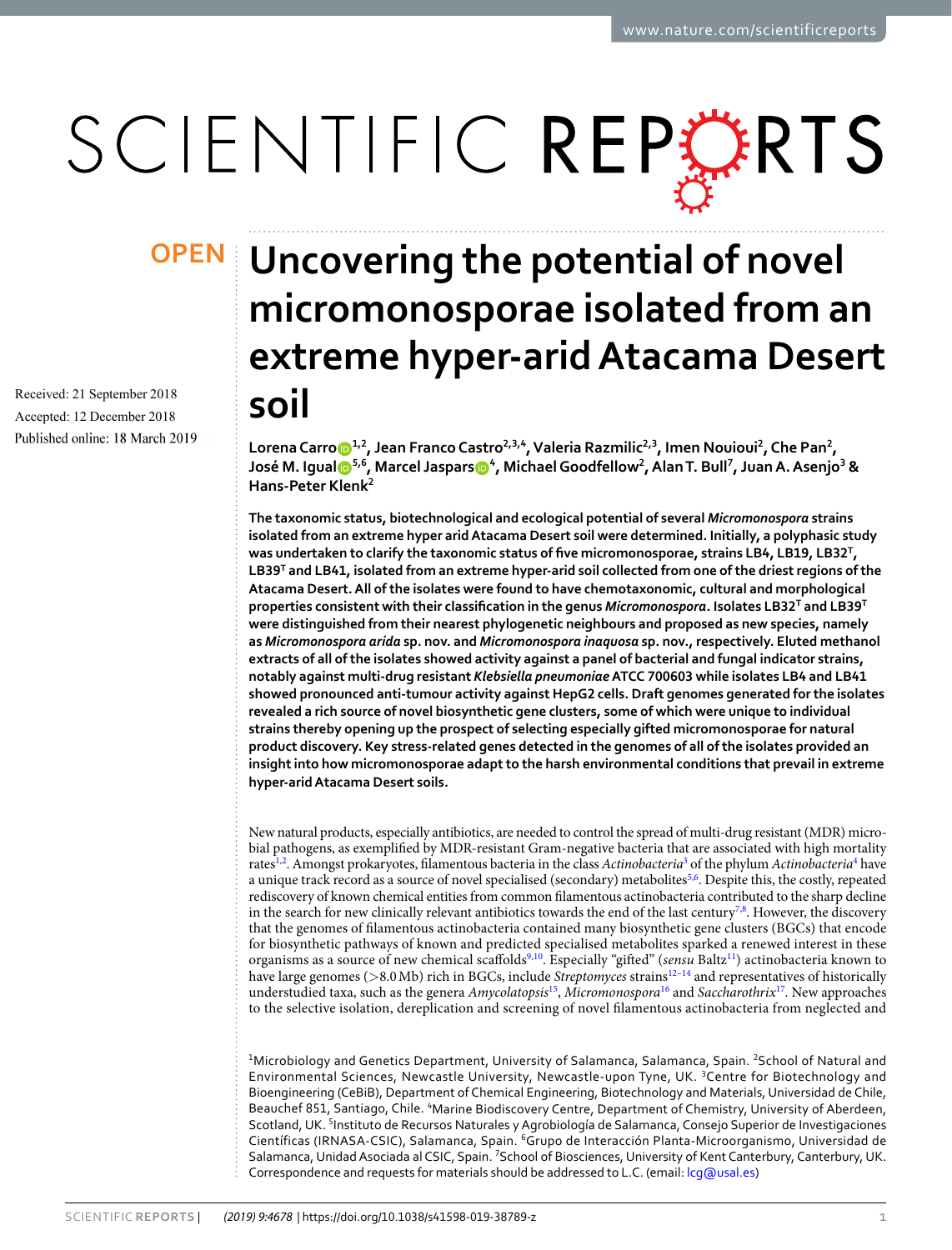# Uncovering the potential of novel micromonosporae isolated from an extreme hyper-arid Atacama Desert soil

Received: 21 September 2018

Accepted: 12 December 2018

Published online: 18 March 2019

**Lorena Carro[1,2], Jean Franco Castro[2,3,4], Valeria Razmilic[2,3], Imen Nouioui[2], Che Pan[2], José M. Igual[5,6], Marcel Jaspars[4], Michael Goodfellow[2], Alan T. Bull[7], Juan A. Asenjo[3] & Hans-Peter Klenk[2]**

**The taxonomic status, biotechnological and ecological potential of several *Micromonospora* strains isolated from an extreme hyper arid Atacama Desert soil were determined. Initially, a polyphasic study was undertaken to clarify the taxonomic status of five micromonosporae, strains LB4, LB19, LB32$^T$, LB39$^T$ and LB41, isolated from an extreme hyper-arid soil collected from one of the driest regions of the Atacama Desert. All of the isolates were found to have chemotaxonomic, cultural and morphological properties consistent with their classification in the genus *Micromonospora*. Isolates LB32$^T$ and LB39$^T$ were distinguished from their nearest phylogenetic neighbours and proposed as new species, namely as *Micromonospora arida* sp. nov. and *Micromonospora inaquosa* sp. nov., respectively. Eluted methanol extracts of all of the isolates showed activity against a panel of bacterial and fungal indicator strains, notably against multi-drug resistant *Klebsiella pneumoniae* ATCC 700603 while isolates LB4 and LB41 showed pronounced anti-tumour activity against HepG2 cells. Draft genomes generated for the isolates revealed a rich source of novel biosynthetic gene clusters, some of which were unique to individual strains thereby opening up the prospect of selecting especially gifted micromonosporae for natural product discovery. Key stress-related genes detected in the genomes of all of the isolates provided an insight into how micromonosporae adapt to the harsh environmental conditions that prevail in extreme hyper-arid Atacama Desert soils.**

New natural products, especially antibiotics, are needed to control the spread of multi-drug resistant (MDR) microbial pathogens, as exemplified by MDR-resistant Gram-negative bacteria that are associated with high mortality rates[1,2]. Amongst prokaryotes, filamentous bacteria in the class *Actinobacteria*[3] of the phylum *Actinobacteria*[4] have a unique track record as a source of novel specialised (secondary) metabolites[5,6]. Despite this, the costly, repeated rediscovery of known chemical entities from common filamentous actinobacteria contributed to the sharp decline in the search for new clinically relevant antibiotics towards the end of the last century[7,8]. However, the discovery that the genomes of filamentous actinobacteria contained many biosynthetic gene clusters (BGCs) that encode for biosynthetic pathways of known and predicted specialised metabolites sparked a renewed interest in these organisms as a source of new chemical scaffolds[9,10]. Especially "gifted" (*sensu* Baltz[11]) actinobacteria known to have large genomes (>8.0 Mb) rich in BGCs, include *Streptomyces* strains[12–14] and representatives of historically understudied taxa, such as the genera *Amycolatopsis*[15], *Micromonospora*[16] and *Saccharothrix*[17]. New approaches to the selective isolation, dereplication and screening of novel filamentous actinobacteria from neglected and

[1]Microbiology and Genetics Department, University of Salamanca, Salamanca, Spain. [2]School of Natural and Environmental Sciences, Newcastle University, Newcastle-upon Tyne, UK. [3]Centre for Biotechnology and Bioengineering (CeBiB), Department of Chemical Engineering, Biotechnology and Materials, Universidad de Chile, Beauchef 851, Santiago, Chile. [4]Marine Biodiscovery Centre, Department of Chemistry, University of Aberdeen, Scotland, UK. [5]Instituto de Recursos Naturales y Agrobiología de Salamanca, Consejo Superior de Investigaciones Científicas (IRNASA-CSIC), Salamanca, Spain. [6]Grupo de Interacción Planta-Microorganismo, Universidad de Salamanca, Unidad Asociada al CSIC, Spain. [7]School of Biosciences, University of Kent Canterbury, Canterbury, UK. Correspondence and requests for materials should be addressed to L.C. (email: lcg@usal.es)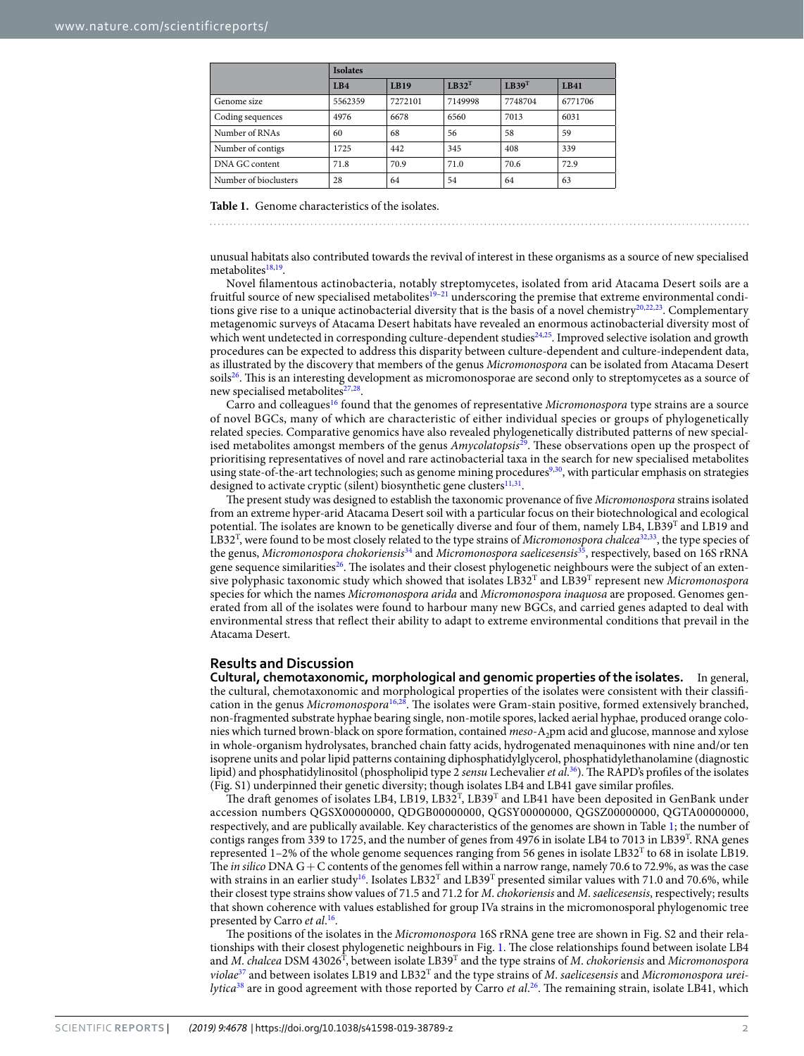| | Isolates | | | | |
|---|---|---|---|---|---|
| | **LB4** | **LB19** | **LB32$^T$** | **LB39$^T$** | **LB41** |
| Genome size | 5562359 | 7272101 | 7149998 | 7748704 | 6771706 |
| Coding sequences | 4976 | 6678 | 6560 | 7013 | 6031 |
| Number of RNAs | 60 | 68 | 56 | 58 | 59 |
| Number of contigs | 1725 | 442 | 345 | 408 | 339 |
| DNA GC content | 71.8 | 70.9 | 71.0 | 70.6 | 72.9 |
| Number of bioclusters | 28 | 64 | 54 | 64 | 63 |

**Table 1.** Genome characteristics of the isolates.

unusual habitats also contributed towards the revival of interest in these organisms as a source of new specialised metabolites[18,19].

Novel filamentous actinobacteria, notably streptomycetes, isolated from arid Atacama Desert soils are a fruitful source of new specialised metabolites[19–21] underscoring the premise that extreme environmental conditions give rise to a unique actinobacterial diversity that is the basis of a novel chemistry[20,22,23]. Complementary metagenomic surveys of Atacama Desert habitats have revealed an enormous actinobacterial diversity most of which went undetected in corresponding culture-dependent studies[24,25]. Improved selective isolation and growth procedures can be expected to address this disparity between culture-dependent and culture-independent data, as illustrated by the discovery that members of the genus *Micromonospora* can be isolated from Atacama Desert soils[26]. This is an interesting development as micromonosporae are second only to streptomycetes as a source of new specialised metabolites[27,28].

Carro and colleagues[16] found that the genomes of representative *Micromonospora* type strains are a source of novel BGCs, many of which are characteristic of either individual species or groups of phylogenetically related species. Comparative genomics have also revealed phylogenetically distributed patterns of new specialised metabolites amongst members of the genus *Amycolatopsis*[29]. These observations open up the prospect of prioritising representatives of novel and rare actinobacterial taxa in the search for new specialised metabolites using state-of-the-art technologies; such as genome mining procedures[9,30], with particular emphasis on strategies designed to activate cryptic (silent) biosynthetic gene clusters[11,31].

The present study was designed to establish the taxonomic provenance of five *Micromonospora* strains isolated from an extreme hyper-arid Atacama Desert soil with a particular focus on their biotechnological and ecological potential. The isolates are known to be genetically diverse and four of them, namely LB4, LB39$^T$ and LB19 and LB32$^T$, were found to be most closely related to the type strains of *Micromonospora chalcea*[32,33], the type species of the genus, *Micromonospora chokoriensis*[34] and *Micromonospora saelicesensis*[35], respectively, based on 16S rRNA gene sequence similarities[26]. The isolates and their closest phylogenetic neighbours were the subject of an extensive polyphasic taxonomic study which showed that isolates LB32$^T$ and LB39$^T$ represent new *Micromonospora* species for which the names *Micromonospora arida* and *Micromonospora inaquosa* are proposed. Genomes generated from all of the isolates were found to harbour many new BGCs, and carried genes adapted to deal with environmental stress that reflect their ability to adapt to extreme environmental conditions that prevail in the Atacama Desert.

## Results and Discussion

**Cultural, chemotaxonomic, morphological and genomic properties of the isolates.** In general, the cultural, chemotaxonomic and morphological properties of the isolates were consistent with their classification in the genus *Micromonospora*[16,28]. The isolates were Gram-stain positive, formed extensively branched, non-fragmented substrate hyphae bearing single, non-motile spores, lacked aerial hyphae, produced orange colonies which turned brown-black on spore formation, contained *meso*-$A_2$pm acid and glucose, mannose and xylose in whole-organism hydrolysates, branched chain fatty acids, hydrogenated menaquinones with nine and/or ten isoprene units and polar lipid patterns containing diphosphatidylglycerol, phosphatidylethanolamine (diagnostic lipid) and phosphatidylinositol (phospholipid type 2 *sensu* Lechevalier *et al*.[36]). The RAPD's profiles of the isolates (Fig. S1) underpinned their genetic diversity; though isolates LB4 and LB41 gave similar profiles.

The draft genomes of isolates LB4, LB19, LB32$^T$, LB39$^T$ and LB41 have been deposited in GenBank under accession numbers QGSX00000000, QDGB00000000, QGSY00000000, QGSZ00000000, QGTA00000000, respectively, and are publically available. Key characteristics of the genomes are shown in Table 1; the number of contigs ranges from 339 to 1725, and the number of genes from 4976 in isolate LB4 to 7013 in LB39$^T$. RNA genes represented 1–2% of the whole genome sequences ranging from 56 genes in isolate LB32$^T$ to 68 in isolate LB19. The *in silico* DNA G + C contents of the genomes fell within a narrow range, namely 70.6 to 72.9%, as was the case with strains in an earlier study[16]. Isolates LB32$^T$ and LB39$^T$ presented similar values with 71.0 and 70.6%, while their closest type strains show values of 71.5 and 71.2 for *M. chokoriensis* and *M. saelicesensis*, respectively; results that shown coherence with values established for group IVa strains in the micromonosporal phylogenomic tree presented by Carro *et al*.[16].

The positions of the isolates in the *Micromonospora* 16S rRNA gene tree are shown in Fig. S2 and their relationships with their closest phylogenetic neighbours in Fig. 1. The close relationships found between isolate LB4 and *M. chalcea* DSM 43026$^T$, between isolate LB39$^T$ and the type strains of *M. chokoriensis* and *Micromonospora violae*[37] and between isolates LB19 and LB32$^T$ and the type strains of *M. saelicesensis* and *Micromonospora ureilytica*[38] are in good agreement with those reported by Carro *et al*.[26]. The remaining strain, isolate LB41, which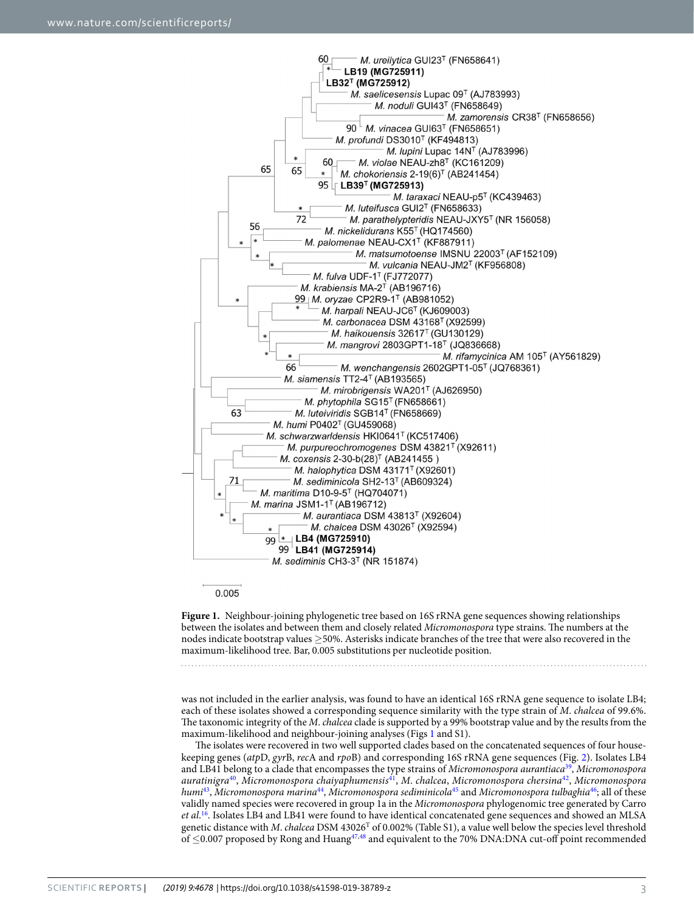**Figure 1.** Neighbour-joining phylogenetic tree based on 16S rRNA gene sequences showing relationships between the isolates and between them and closely related *Micromonospora* type strains. The numbers at the nodes indicate bootstrap values ≥50%. Asterisks indicate branches of the tree that were also recovered in the maximum-likelihood tree. Bar, 0.005 substitutions per nucleotide position.

was not included in the earlier analysis, was found to have an identical 16S rRNA gene sequence to isolate LB4; each of these isolates showed a corresponding sequence similarity with the type strain of *M. chalcea* of 99.6%. The taxonomic integrity of the *M. chalcea* clade is supported by a 99% bootstrap value and by the results from the maximum-likelihood and neighbour-joining analyses (Figs 1 and S1).

The isolates were recovered in two well supported clades based on the concatenated sequences of four housekeeping genes (*atp*D, *gyr*B, *rec*A and *rpo*B) and corresponding 16S rRNA gene sequences (Fig. 2). Isolates LB4 and LB41 belong to a clade that encompasses the type strains of *Micromonospora aurantiaca*[39], *Micromonospora auratinigra*[40], *Micromonospora chaiyaphumensis*[41], *M. chalcea*, *Micromonospora chersina*[42], *Micromonospora humi*[43], *Micromonospora marina*[44], *Micromonospora sediminicola*[45] and *Micromonospora tulbaghia*[46]; all of these validly named species were recovered in group 1a in the *Micromonospora* phylogenomic tree generated by Carro *et al.*[16]. Isolates LB4 and LB41 were found to have identical concatenated gene sequences and showed an MLSA genetic distance with *M. chalcea* DSM 43026$^{T}$ of 0.002% (Table S1), a value well below the species level threshold of ≤0.007 proposed by Rong and Huang[47,48] and equivalent to the 70% DNA:DNA cut-off point recommended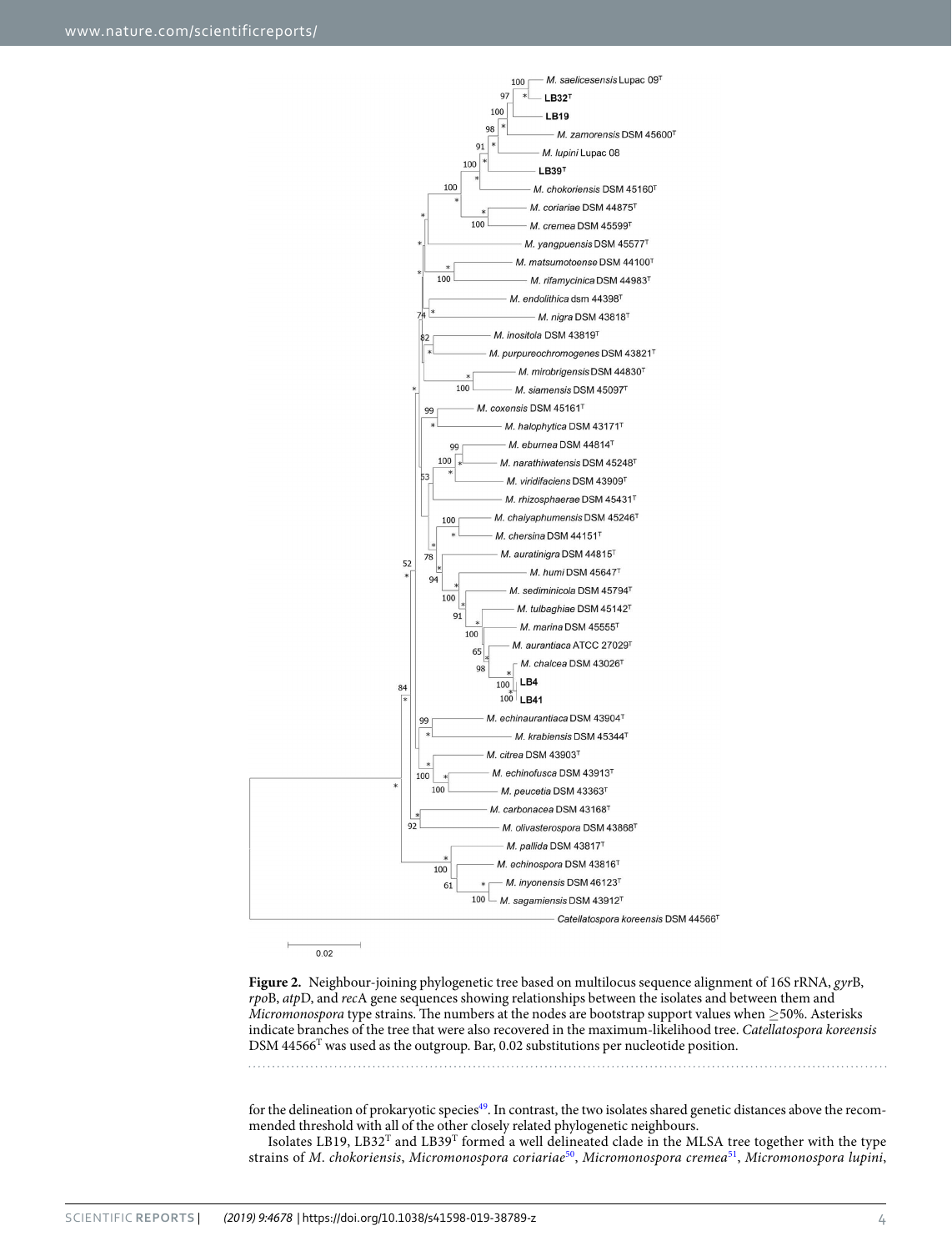**Figure 2.** Neighbour-joining phylogenetic tree based on multilocus sequence alignment of 16S rRNA, *gyr*B, *rpo*B, *atp*D, and *rec*A gene sequences showing relationships between the isolates and between them and *Micromonospora* type strains. The numbers at the nodes are bootstrap support values when ≥50%. Asterisks indicate branches of the tree that were also recovered in the maximum-likelihood tree. *Catellatospora koreensis* DSM 44566[T] was used as the outgroup. Bar, 0.02 substitutions per nucleotide position.

for the delineation of prokaryotic species[49]. In contrast, the two isolates shared genetic distances above the recommended threshold with all of the other closely related phylogenetic neighbours.

Isolates LB19, LB32[T] and LB39[T] formed a well delineated clade in the MLSA tree together with the type strains of *M. chokoriensis*, *Micromonospora coriariae*[50], *Micromonospora cremea*[51], *Micromonospora lupini*,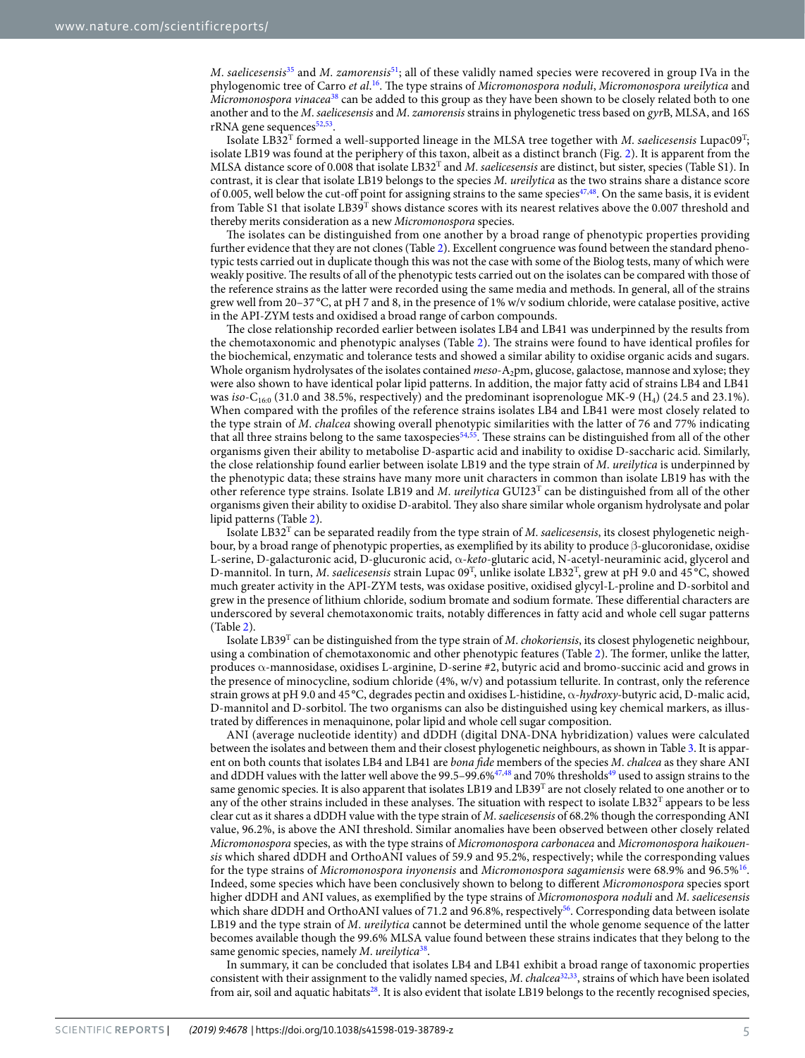*M. saelicesensis*[35] and *M. zamorensis*[51]; all of these validly named species were recovered in group IVa in the phylogenomic tree of Carro *et al*.[16]. The type strains of *Micromonospora noduli*, *Micromonospora ureilytica* and *Micromonospora vinacea*[38] can be added to this group as they have been shown to be closely related both to one another and to the *M. saelicesensis* and *M. zamorensis* strains in phylogenetic tress based on *gyr*B, MLSA, and 16S rRNA gene sequences[52,53].

Isolate LB32$^T$ formed a well-supported lineage in the MLSA tree together with *M. saelicesensis* Lupac09$^T$; isolate LB19 was found at the periphery of this taxon, albeit as a distinct branch (Fig. 2). It is apparent from the MLSA distance score of 0.008 that isolate LB32$^T$ and *M. saelicesensis* are distinct, but sister, species (Table S1). In contrast, it is clear that isolate LB19 belongs to the species *M. ureilytica* as the two strains share a distance score of 0.005, well below the cut-off point for assigning strains to the same species[47,48]. On the same basis, it is evident from Table S1 that isolate LB39$^T$ shows distance scores with its nearest relatives above the 0.007 threshold and thereby merits consideration as a new *Micromonospora* species.

The isolates can be distinguished from one another by a broad range of phenotypic properties providing further evidence that they are not clones (Table 2). Excellent congruence was found between the standard phenotypic tests carried out in duplicate though this was not the case with some of the Biolog tests, many of which were weakly positive. The results of all of the phenotypic tests carried out on the isolates can be compared with those of the reference strains as the latter were recorded using the same media and methods. In general, all of the strains grew well from 20–37 °C, at pH 7 and 8, in the presence of 1% w/v sodium chloride, were catalase positive, active in the API-ZYM tests and oxidised a broad range of carbon compounds.

The close relationship recorded earlier between isolates LB4 and LB41 was underpinned by the results from the chemotaxonomic and phenotypic analyses (Table 2). The strains were found to have identical profiles for the biochemical, enzymatic and tolerance tests and showed a similar ability to oxidise organic acids and sugars. Whole organism hydrolysates of the isolates contained *meso*-$A_2$pm, glucose, galactose, mannose and xylose; they were also shown to have identical polar lipid patterns. In addition, the major fatty acid of strains LB4 and LB41 was *iso*-$C_{16:0}$ (31.0 and 38.5%, respectively) and the predominant isoprenologue MK-9 ($H_4$) (24.5 and 23.1%). When compared with the profiles of the reference strains isolates LB4 and LB41 were most closely related to the type strain of *M. chalcea* showing overall phenotypic similarities with the latter of 76 and 77% indicating that all three strains belong to the same taxospecies[54,55]. These strains can be distinguished from all of the other organisms given their ability to metabolise D-aspartic acid and inability to oxidise D-saccharic acid. Similarly, the close relationship found earlier between isolate LB19 and the type strain of *M. ureilytica* is underpinned by the phenotypic data; these strains have many more unit characters in common than isolate LB19 has with the other reference type strains. Isolate LB19 and *M. ureilytica* GUI23$^T$ can be distinguished from all of the other organisms given their ability to oxidise D-arabitol. They also share similar whole organism hydrolysate and polar lipid patterns (Table 2).

Isolate LB32$^T$ can be separated readily from the type strain of *M. saelicesensis*, its closest phylogenetic neighbour, by a broad range of phenotypic properties, as exemplified by its ability to produce β-glucoronidase, oxidise L-serine, D-galacturonic acid, D-glucuronic acid, α-*keto*-glutaric acid, N-acetyl-neuraminic acid, glycerol and D-mannitol. In turn, *M. saelicesensis* strain Lupac 09$^T$, unlike isolate LB32$^T$, grew at pH 9.0 and 45 °C, showed much greater activity in the API-ZYM tests, was oxidase positive, oxidised glycyl-L-proline and D-sorbitol and grew in the presence of lithium chloride, sodium bromate and sodium formate. These differential characters are underscored by several chemotaxonomic traits, notably differences in fatty acid and whole cell sugar patterns (Table 2).

Isolate LB39$^T$ can be distinguished from the type strain of *M. chokoriensis*, its closest phylogenetic neighbour, using a combination of chemotaxonomic and other phenotypic features (Table 2). The former, unlike the latter, produces α-mannosidase, oxidises L-arginine, D-serine #2, butyric acid and bromo-succinic acid and grows in the presence of minocycline, sodium chloride (4%, w/v) and potassium tellurite. In contrast, only the reference strain grows at pH 9.0 and 45 °C, degrades pectin and oxidises L-histidine, α-*hydroxy*-butyric acid, D-malic acid, D-mannitol and D-sorbitol. The two organisms can also be distinguished using key chemical markers, as illustrated by differences in menaquinone, polar lipid and whole cell sugar composition.

ANI (average nucleotide identity) and dDDH (digital DNA-DNA hybridization) values were calculated between the isolates and between them and their closest phylogenetic neighbours, as shown in Table 3. It is apparent on both counts that isolates LB4 and LB41 are *bona fide* members of the species *M. chalcea* as they share ANI and dDDH values with the latter well above the 99.5–99.6%[47,48] and 70% thresholds[49] used to assign strains to the same genomic species. It is also apparent that isolates LB19 and LB39$^T$ are not closely related to one another or to any of the other strains included in these analyses. The situation with respect to isolate LB32$^T$ appears to be less clear cut as it shares a dDDH value with the type strain of *M. saelicesensis* of 68.2% though the corresponding ANI value, 96.2%, is above the ANI threshold. Similar anomalies have been observed between other closely related *Micromonospora* species, as with the type strains of *Micromonospora carbonacea* and *Micromonospora haikouensis* which shared dDDH and OrthoANI values of 59.9 and 95.2%, respectively; while the corresponding values for the type strains of *Micromonospora inyonensis* and *Micromonospora sagamiensis* were 68.9% and 96.5%[16]. Indeed, some species which have been conclusively shown to belong to different *Micromonospora* species sport higher dDDH and ANI values, as exemplified by the type strains of *Micromonospora noduli* and *M. saelicesensis* which share dDDH and OrthoANI values of 71.2 and 96.8%, respectively[56]. Corresponding data between isolate LB19 and the type strain of *M. ureilytica* cannot be determined until the whole genome sequence of the latter becomes available though the 99.6% MLSA value found between these strains indicates that they belong to the same genomic species, namely *M. ureilytica*[38].

In summary, it can be concluded that isolates LB4 and LB41 exhibit a broad range of taxonomic properties consistent with their assignment to the validly named species, *M. chalcea*[32,33], strains of which have been isolated from air, soil and aquatic habitats[28]. It is also evident that isolate LB19 belongs to the recently recognised species,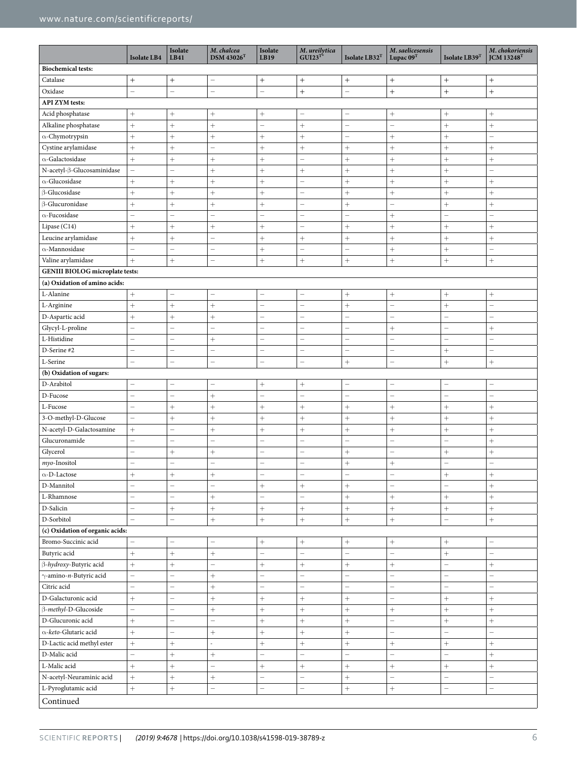| | Isolate LB4 | Isolate LB41 | *M. chalcea* DSM 43026[T] | Isolate LB19 | *M. ureilytica* GUI23[T*] | Isolate LB32[T] | *M. saelicesensis* Lupac 09[T] | Isolate LB39[T] | *M. chokoriensis* JCM 13248[T] |
|---|---|---|---|---|---|---|---|---|---|
| **Biochemical tests:** | | | | | | | | | |
| Catalase | + | + | − | + | + | + | + | + | + |
| Oxidase | − | − | − | − | + | − | + | + | + |
| **API ZYM tests:** | | | | | | | | | |
| Acid phosphatase | + | + | + | + | − | − | + | + | + |
| Alkaline phosphatase | + | + | + | − | + | − | − | + | + |
| α-Chymotrypsin | + | + | + | + | + | − | + | + | − |
| Cystine arylamidase | + | + | − | + | + | + | + | + | + |
| α-Galactosidase | + | + | + | + | − | + | + | + | + |
| N-acetyl-β-Glucosaminidase | − | − | + | + | + | + | + | + | − |
| α-Glucosidase | + | + | + | + | − | + | + | + | + |
| β-Glucosidase | + | + | + | + | − | + | + | + | + |
| β-Glucuronidase | + | + | + | + | − | + | − | + | + |
| α-Fucosidase | − | − | − | − | − | − | + | − | − |
| Lipase (C14) | + | + | + | + | − | + | + | + | + |
| Leucine arylamidase | + | + | − | + | + | + | + | + | + |
| α-Mannosidase | − | − | − | + | − | − | + | + | − |
| Valine arylamidase | + | + | − | + | + | + | + | + | + |
| **GENIII BIOLOG microplate tests:** | | | | | | | | | |
| **(a) Oxidation of amino acids:** | | | | | | | | | |
| L-Alanine | + | − | − | − | − | + | + | + | + |
| L-Arginine | + | + | + | − | − | + | − | + | − |
| D-Aspartic acid | + | + | + | − | − | − | − | − | − |
| Glycyl-L-proline | − | − | − | − | − | − | + | − | + |
| L-Histidine | − | − | + | − | − | − | − | − | − |
| D-Serine #2 | − | − | − | − | − | − | − | + | − |
| L-Serine | − | − | − | − | − | + | − | + | + |
| **(b) Oxidation of sugars:** | | | | | | | | | |
| D-Arabitol | − | − | − | + | + | − | − | − | − |
| D-Fucose | − | − | + | − | − | − | − | − | − |
| L-Fucose | − | + | + | + | + | + | + | + | + |
| 3-O-methyl-D-Glucose | − | + | + | + | + | + | + | + | + |
| N-acetyl-D-Galactosamine | + | − | + | + | + | + | + | + | + |
| Glucuronamide | − | − | − | − | − | − | − | − | + |
| Glycerol | − | + | + | − | − | + | − | + | + |
| *myo*-Inositol | − | − | − | − | − | + | + | − | − |
| α-D-Lactose | + | + | + | − | − | − | − | + | + |
| D-Mannitol | − | − | − | + | + | + | − | − | + |
| L-Rhamnose | − | − | + | − | − | + | + | + | + |
| D-Salicin | − | + | + | + | + | + | + | + | + |
| D-Sorbitol | − | − | + | + | + | + | + | − | + |
| **(c) Oxidation of organic acids:** | | | | | | | | | |
| Bromo-Succinic acid | − | − | − | + | + | + | + | + | − |
| Butyric acid | + | + | + | − | − | − | − | + | − |
| β-*hydroxy*-Butyric acid | + | + | − | + | + | + | + | − | + |
| γ-amino-*n*-Butyric acid | − | − | + | − | − | − | − | − | − |
| Citric acid | − | − | + | − | − | − | − | − | − |
| D-Galacturonic acid | + | − | + | + | + | + | − | + | + |
| β-*methyl*-D-Glucoside | − | − | + | + | + | + | + | + | + |
| D-Glucuronic acid | + | − | − | + | + | + | − | + | + |
| α-*keto*-Glutaric acid | + | − | + | + | + | + | − | − | − |
| D-Lactic acid methyl ester | + | + | - | + | + | + | + | + | + |
| D-Malic acid | − | + | + | − | − | − | − | − | + |
| L-Malic acid | + | + | − | + | + | + | + | + | + |
| N-acetyl-Neuraminic acid | + | + | + | − | − | + | − | − | − |
| L-Pyroglutamic acid | + | + | − | − | − | + | + | − | − |

Continued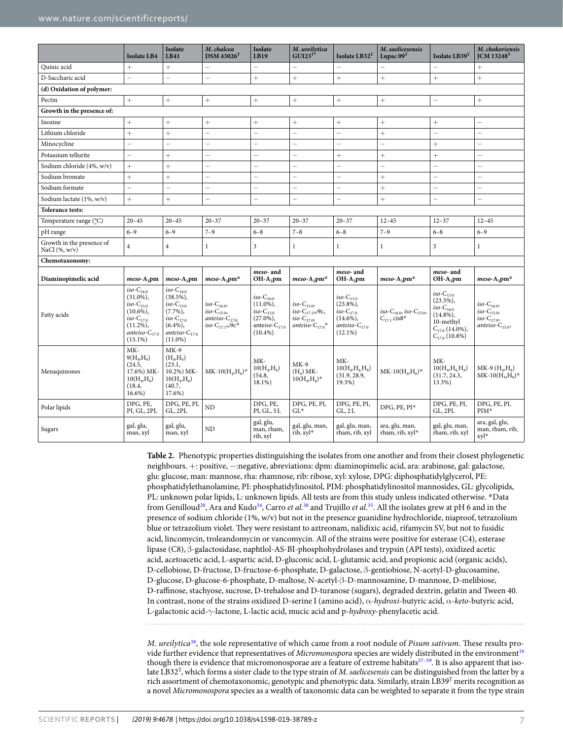| | Isolate LB4 | Isolate LB41 | *M. chalcea* DSM 43026$^T$ | Isolate LB19 | *M. ureilytica* GUI23$^{T*}$ | Isolate LB32$^T$ | *M. saelicesensis* Lupac 09$^T$ | Isolate LB39$^T$ | *M. chokoriensis* JCM 13248$^T$ |
|---|---|---|---|---|---|---|---|---|---|
| Quinic acid | + | + | − | − | − | − | − | − | + |
| D-Saccharic acid | − | − | − | + | + | + | + | + | + |
| **(d) Oxidation of polymer:** | | | | | | | | | |
| Pectin | + | + | + | + | + | + | + | − | + |
| **Growth in the presence of:** | | | | | | | | | |
| Inosine | + | + | + | + | + | + | + | + | − |
| Lithium chloride | + | + | − | − | − | − | + | − | − |
| Minocycline | − | − | − | − | − | − | − | + | − |
| Potassium tellurite | − | + | − | − | − | + | + | + | − |
| Sodium chloride (4%, w/v) | + | + | − | − | − | − | − | − | − |
| Sodium bromate | + | + | − | − | − | − | + | − | − |
| Sodium formate | − | − | − | − | − | − | + | − | − |
| Sodium lactate (1%, w/v) | + | + | − | − | − | − | + | − | − |
| **Tolerance tests:** | | | | | | | | | |
| Temperature range (°C) | 20–45 | 20–45 | 20–37 | 20–37 | 20–37 | 20–37 | 12–45 | 12–37 | 12–45 |
| pH range | 6–9 | 6–9 | 7–9 | 6–8 | 7–8 | 6–8 | 7–9 | 6–8 | 6–9 |
| Growth in the presence of NaCl (%, w/v) | 4 | 4 | 1 | 3 | 1 | 1 | 1 | 3 | 1 |
| **Chemotaxonomy:** | | | | | | | | | |
| **Diaminopimelic acid** | *meso*-$A_2$pm | *meso*-$A_2$pm | *meso*-$A_2$pm* | *meso*- and OH-$A_2$pm | *meso*-$A_2$pm* | *meso*- and OH-$A_2$pm | *meso*-$A_2$pm* | *meso*- and OH-$A_2$pm | *meso*-$A_2$pm* |
| Fatty acids | *iso*-$C_{16:0}$ (31.0%), *iso*-$C_{15:0}$ (10.6%), *iso*-$C_{17:0}$ (11.2%), *anteiso*-$C_{17:0}$ (15.1%) | *iso*-$C_{16:0}$ (38.5%), *iso*-$C_{15:0}$ (7.7%), *iso*-$C_{17:0}$ (6.4%), *anteiso*-$C_{17:0}$ (11.0%) | *iso*-$C_{16:0}$, *iso*-$C_{15:0}$, *anteiso*-$C_{17:0}$, *iso*-$C_{17:1}\omega 9c$* | *iso*-$C_{16:0}$ (11.0%), *iso*-$C_{15:0}$ (27.0%), anteiso-$C_{17:0}$ (10.4%) | *iso*-$C_{15:0}$, *iso*-$C_{17:1}\omega 9c$, *iso*-$C_{17:0}$, *anteiso*-$C_{17:0}$* | *iso*-$C_{15:0}$ (23.8%), *iso*-$C_{17:0}$ (14.6%), *anteiso*-$C_{17:0}$ (12.1%) | *iso*-$C_{16:0}$, *iso*-$C_{15:0}$, $C_{17:1}$ cis8* | *iso*-$C_{15:0}$ (23.5%), *iso*-$C_{16:0}$ (14.8%), 10-methyl $C_{17:0}$ (14.0%), $C_{17:0}$ (10.8%) | *iso*-$C_{16:0}$, *iso*-$C_{15:0}$, *iso*-$C_{17:0}$, *anteiso*-$C_{15:0}$* |
| Menaquinones | MK-9($H_4$,$H_6$) (24.5, 17.6%) MK-10($H_4$,$H_6$) (18.4, 16.6%) | MK-9 ($H_4$,$H_6$) (23.1, 10.2%) MK-10($H_4$,$H_6$) (40.7, 17.6%) | MK-10($H_4$,$H_6$)* | MK-10($H_4$,$H_6$) (54.8, 18.1%) | MK-9 ($H_4$) MK-10($H_4$,$H_6$)* | MK-10($H_4$,$H_6$,$H_8$) (31.9, 28.9, 19.3%) | MK-10($H_4$,$H_6$)* | MK-10($H_4$,$H_6$,$H_8$) (31.7, 24.3, 13.3%) | MK-9 ($H_4$,$H_6$) MK-10($H_4$,$H_6$)* |
| Polar lipids | DPG, PE, PI, GL, 2PL | DPG, PE, PI, GL, 2PL | ND | DPG, PE, PI, GL, 5 L | DPG, PE, PI, GL* | DPG, PE, PI, GL, 2 L | DPG, PE, PI* | DPG, PE, PI, GL, 2PL | DPG, PE, PI, PIM* |
| Sugars | gal, glu, man, xyl | gal, glu, man, xyl | ND | gal, glu, man, rham, rib, xyl | gal, glu, man, rib, xyl* | gal, glu, man, rham, rib, xyl | ara, glu, man, rham, rib, xyl* | gal, glu, man, rham, rib, xyl | ara, gal, glu, man, rham, rib, xyl* |

**Table 2.** Phenotypic properties distinguishing the isolates from one another and from their closest phylogenetic neighbours. +: positive, −:negative, abreviations: dpm: diaminopimelic acid, ara: arabinose, gal: galactose, glu: glucose, man: mannose, rha: rhamnose, rib: ribose, xyl: xylose, DPG: diphosphatidylglycerol, PE: phosphatidylethanolamine, PI: phosphatidylinositol, PIM: phosphatidylinositol mannosides, GL: glycolipids, PL: unknown polar lipids, L: unknown lipids. All tests are from this study unless indicated otherwise. *Data from Genilloud[28], Ara and Kudo[34], Carro *et al.*[38] and Trujillo *et al.*[35]. All the isolates grew at pH 6 and in the presence of sodium chloride (1%, w/v) but not in the presence guanidine hydrochloride, niaproof, tetrazolium blue or tetrazolium violet. They were resistant to aztreonam, nalidixic acid, rifamycin SV, but not to fusidic acid, lincomycin, troleandomycin or vancomycin. All of the strains were positive for esterase (C4), esterase lipase (C8), β-galactosidase, naphtlol-AS-BI-phosphohydrolases and trypsin (API tests), oxidized acetic acid, acetoacetic acid, L-aspartic acid, D-gluconic acid, L-glutamic acid, and propionic acid (organic acids), D-cellobiose, D-fructose, D-fructose-6-phosphate, D-galactose, β-gentiobiose, N-acetyl-D-glucosamine, D-glucose, D-glucose-6-phosphate, D-maltose, N-acetyl-β-D-mannosamine, D-mannose, D-melibiose, D-raffinose, stachyose, sucrose, D-trehalose and D-turanose (sugars), degraded dextrin, gelatin and Tween 40. In contrast, none of the strains oxidized D-serine I (amino acid), α-*hydroxi*-butyric acid, α-*keto*-butyric acid, L-galactonic acid-γ-lactone, L-lactic acid, mucic acid and p-*hydroxy*-phenylacetic acid.

*M. ureilytica*[38], the sole representative of which came from a root nodule of *Pisum sativum*. These results provide further evidence that representatives of *Micromonospora* species are widely distributed in the environment[16] though there is evidence that micromonosporae are a feature of extreme habitats[57–59]. It is also apparent that isolate LB32$^T$, which forms a sister clade to the type strain of *M. saelicesensis* can be distinguished from the latter by a rich assortment of chemotaxonomic, genotypic and phenotypic data. Similarly, strain LB39$^T$ merits recognition as a novel *Micromonospora* species as a wealth of taxonomic data can be weighted to separate it from the type strain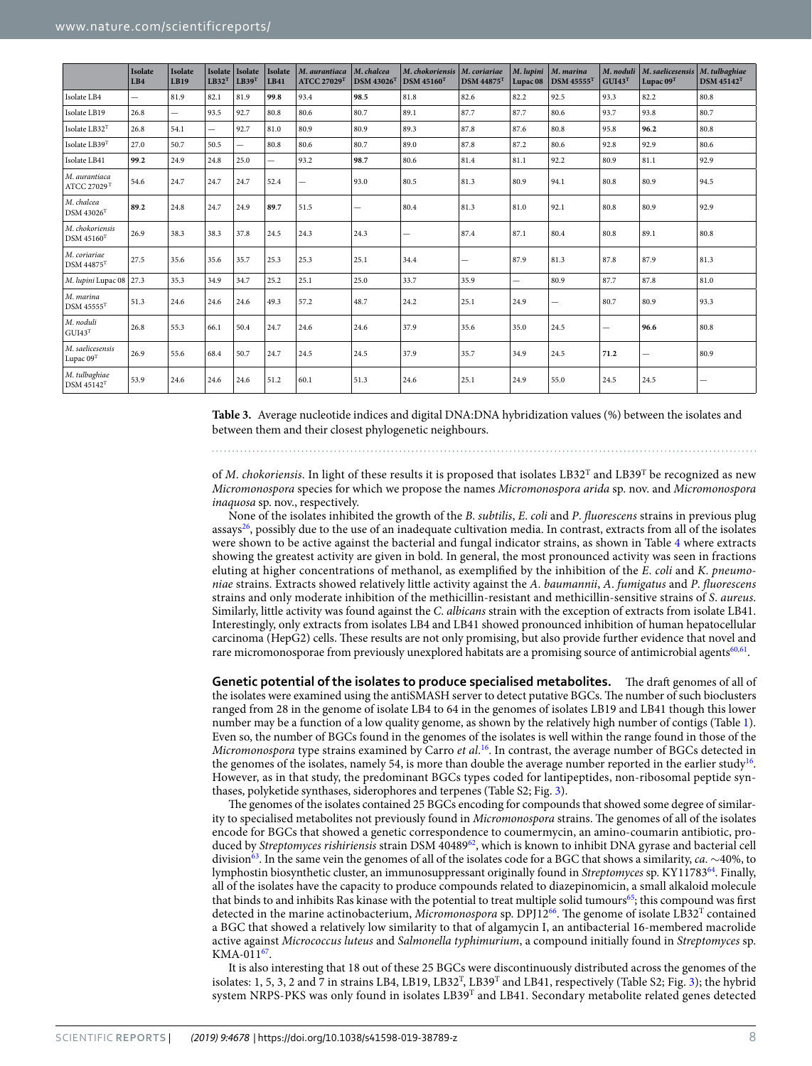|  | Isolate LB4 | Isolate LB19 | Isolate LB32$^T$ | Isolate LB39$^T$ | Isolate LB41 | *M. aurantiaca* ATCC 27029$^T$ | *M. chalcea* DSM 43026$^T$ | *M. chokoriensis* DSM 45160$^T$ | *M. coriariae* DSM 44875$^T$ | *M. lupini* Lupac 08 | *M. marina* DSM 45555$^T$ | *M. noduli* GUI43$^T$ | *M. saelicesensis* Lupac 09$^T$ | *M. tulbaghiae* DSM 45142$^T$ |
|---|---|---|---|---|---|---|---|---|---|---|---|---|---|---|
| Isolate LB4 | — | 81.9 | 82.1 | 81.9 | **99.8** | 93.4 | **98.5** | 81.8 | 82.6 | 82.2 | 92.5 | 93.3 | 82.2 | 80.8 |
| Isolate LB19 | 26.8 | — | 93.5 | 92.7 | 80.8 | 80.6 | 80.7 | 89.1 | 87.7 | 87.7 | 80.6 | 93.7 | 93.8 | 80.7 |
| Isolate LB32$^T$ | 26.8 | 54.1 | — | 92.7 | 81.0 | 80.9 | 80.9 | 89.3 | 87.8 | 87.6 | 80.8 | 95.8 | **96.2** | 80.8 |
| Isolate LB39$^T$ | 27.0 | 50.7 | 50.5 | — | 80.8 | 80.6 | 80.7 | 89.0 | 87.8 | 87.2 | 80.6 | 92.8 | 92.9 | 80.6 |
| Isolate LB41 | **99.2** | 24.9 | 24.8 | 25.0 | — | 93.2 | **98.7** | 80.6 | 81.4 | 81.1 | 92.2 | 80.9 | 81.1 | 92.9 |
| *M. aurantiaca* ATCC 27029$^T$ | 54.6 | 24.7 | 24.7 | 24.7 | 52.4 | — | 93.0 | 80.5 | 81.3 | 80.9 | 94.1 | 80.8 | 80.9 | 94.5 |
| *M. chalcea* DSM 43026$^T$ | **89.2** | 24.8 | 24.7 | 24.9 | **89.7** | 51.5 | — | 80.4 | 81.3 | 81.0 | 92.1 | 80.8 | 80.9 | 92.9 |
| *M. chokoriensis* DSM 45160$^T$ | 26.9 | 38.3 | 38.3 | 37.8 | 24.5 | 24.3 | 24.3 | — | 87.4 | 87.1 | 80.4 | 80.8 | 89.1 | 80.8 |
| *M. coriariae* DSM 44875$^T$ | 27.5 | 35.6 | 35.6 | 35.7 | 25.3 | 25.3 | 25.1 | 34.4 | — | 87.9 | 81.3 | 87.8 | 87.9 | 81.3 |
| *M. lupini* Lupac 08 | 27.3 | 35.3 | 34.9 | 34.7 | 25.2 | 25.1 | 25.0 | 33.7 | 35.9 | — | 80.9 | 87.7 | 87.8 | 81.0 |
| *M. marina* DSM 45555$^T$ | 51.3 | 24.6 | 24.6 | 24.6 | 49.3 | 57.2 | 48.7 | 24.2 | 25.1 | 24.9 | — | 80.7 | 80.9 | 93.3 |
| *M. noduli* GUI43$^T$ | 26.8 | 55.3 | 66.1 | 50.4 | 24.7 | 24.6 | 24.6 | 37.9 | 35.6 | 35.0 | 24.5 | — | **96.6** | 80.8 |
| *M. saelicesensis* Lupac 09$^T$ | 26.9 | 55.6 | 68.4 | 50.7 | 24.7 | 24.5 | 24.5 | 37.9 | 35.7 | 34.9 | 24.5 | **71.2** | — | 80.9 |
| *M. tulbaghiae* DSM 45142$^T$ | 53.9 | 24.6 | 24.6 | 24.6 | 51.2 | 60.1 | 51.3 | 24.6 | 25.1 | 24.9 | 55.0 | 24.5 | 24.5 | — |

**Table 3.** Average nucleotide indices and digital DNA:DNA hybridization values (%) between the isolates and between them and their closest phylogenetic neighbours.

of *M. chokoriensis*. In light of these results it is proposed that isolates LB32$^T$ and LB39$^T$ be recognized as new *Micromonospora* species for which we propose the names *Micromonospora arida* sp. nov. and *Micromonospora inaquosa* sp. nov., respectively.

None of the isolates inhibited the growth of the *B. subtilis*, *E. coli* and *P. fluorescens* strains in previous plug assays[26], possibly due to the use of an inadequate cultivation media. In contrast, extracts from all of the isolates were shown to be active against the bacterial and fungal indicator strains, as shown in Table 4 where extracts showing the greatest activity are given in bold. In general, the most pronounced activity was seen in fractions eluting at higher concentrations of methanol, as exemplified by the inhibition of the *E. coli* and *K. pneumoniae* strains. Extracts showed relatively little activity against the *A. baumannii*, *A. fumigatus* and *P. fluorescens* strains and only moderate inhibition of the methicillin-resistant and methicillin-sensitive strains of *S. aureus*. Similarly, little activity was found against the *C. albicans* strain with the exception of extracts from isolate LB41. Interestingly, only extracts from isolates LB4 and LB41 showed pronounced inhibition of human hepatocellular carcinoma (HepG2) cells. These results are not only promising, but also provide further evidence that novel and rare micromonosporae from previously unexplored habitats are a promising source of antimicrobial agents[60,61].

## Genetic potential of the isolates to produce specialised metabolites.

The draft genomes of all of the isolates were examined using the antiSMASH server to detect putative BGCs. The number of such bioclusters ranged from 28 in the genome of isolate LB4 to 64 in the genomes of isolates LB19 and LB41 though this lower number may be a function of a low quality genome, as shown by the relatively high number of contigs (Table 1). Even so, the number of BGCs found in the genomes of the isolates is well within the range found in those of the *Micromonospora* type strains examined by Carro *et al*.[16]. In contrast, the average number of BGCs detected in the genomes of the isolates, namely 54, is more than double the average number reported in the earlier study[16]. However, as in that study, the predominant BGCs types coded for lantipeptides, non-ribosomal peptide synthases, polyketide synthases, siderophores and terpenes (Table S2; Fig. 3).

The genomes of the isolates contained 25 BGCs encoding for compounds that showed some degree of similarity to specialised metabolites not previously found in *Micromonospora* strains. The genomes of all of the isolates encode for BGCs that showed a genetic correspondence to coumermycin, an amino-coumarin antibiotic, produced by *Streptomyces rishiriensis* strain DSM 40489[62], which is known to inhibit DNA gyrase and bacterial cell division[63]. In the same vein the genomes of all of the isolates code for a BGC that shows a similarity, *ca.* ~40%, to lymphostin biosynthetic cluster, an immunosuppressant originally found in *Streptomyces* sp. KY11783[64]. Finally, all of the isolates have the capacity to produce compounds related to diazepinomicin, a small alkaloid molecule that binds to and inhibits Ras kinase with the potential to treat multiple solid tumours[65]; this compound was first detected in the marine actinobacterium, *Micromonospora* sp. DPJ12[66]. The genome of isolate LB32$^T$ contained a BGC that showed a relatively low similarity to that of algamycin I, an antibacterial 16-membered macrolide active against *Micrococcus luteus* and *Salmonella typhimurium*, a compound initially found in *Streptomyces* sp. KMA-011[67].

It is also interesting that 18 out of these 25 BGCs were discontinuously distributed across the genomes of the isolates: 1, 5, 3, 2 and 7 in strains LB4, LB19, LB32$^T$, LB39$^T$ and LB41, respectively (Table S2; Fig. 3); the hybrid system NRPS-PKS was only found in isolates LB39$^T$ and LB41. Secondary metabolite related genes detected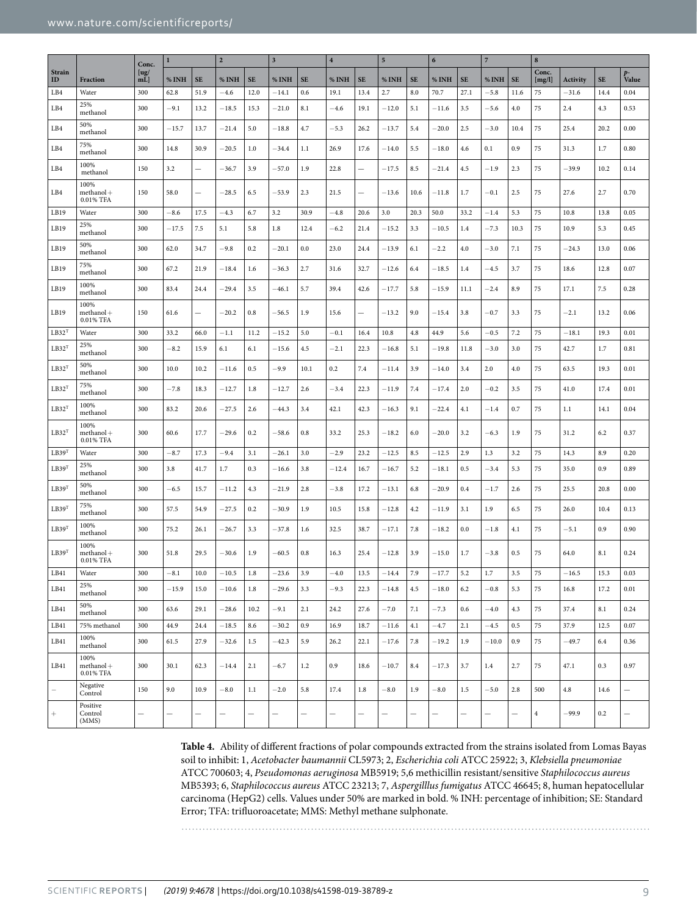| Strain ID | Fraction | Conc. [ug/mL] | 1 | | 2 | | 3 | | 4 | | 5 | | 6 | | 7 | | 8 | | | |
|---|---|---|---|---|---|---|---|---|---|---|---|---|---|---|---|---|---|---|---|---|
| | | | % INH | SE | % INH | SE | % INH | SE | % INH | SE | % INH | SE | % INH | SE | % INH | SE | Conc. [mg/l] | Activity | SE | p-Value |
| LB4 | Water | 300 | 62.8 | 51.9 | −4.6 | 12.0 | −14.1 | 0.6 | 19.1 | 13.4 | 2.7 | 8.0 | 70.7 | 27.1 | −5.8 | 11.6 | 75 | −31.6 | 14.4 | 0.04 |
| LB4 | 25% methanol | 300 | −9.1 | 13.2 | −18.5 | 15.3 | −21.0 | 8.1 | −4.6 | 19.1 | −12.0 | 5.1 | −11.6 | 3.5 | −5.6 | 4.0 | 75 | 2.4 | 4.3 | 0.53 |
| LB4 | 50% methanol | 300 | −15.7 | 13.7 | −21.4 | 5.0 | −18.8 | 4.7 | −5.3 | 26.2 | −13.7 | 5.4 | −20.0 | 2.5 | −3.0 | 10.4 | 75 | 25.4 | 20.2 | 0.00 |
| LB4 | 75% methanol | 300 | 14.8 | 30.9 | −20.5 | 1.0 | −34.4 | 1.1 | 26.9 | 17.6 | −14.0 | 5.5 | −18.0 | 4.6 | 0.1 | 0.9 | 75 | 31.3 | 1.7 | 0.80 |
| LB4 | 100% methanol | 150 | 3.2 | — | −36.7 | 3.9 | −57.0 | 1.9 | 22.8 | — | −17.5 | 8.5 | −21.4 | 4.5 | −1.9 | 2.3 | 75 | −39.9 | 10.2 | 0.14 |
| LB4 | 100% methanol + 0.01% TFA | 150 | 58.0 | — | −28.5 | 6.5 | −53.9 | 2.3 | 21.5 | — | −13.6 | 10.6 | −11.8 | 1.7 | −0.1 | 2.5 | 75 | 27.6 | 2.7 | 0.70 |
| LB19 | Water | 300 | −8.6 | 17.5 | −4.3 | 6.7 | 3.2 | 30.9 | −4.8 | 20.6 | 3.0 | 20.3 | 50.0 | 33.2 | −1.4 | 5.3 | 75 | 10.8 | 13.8 | 0.05 |
| LB19 | 25% methanol | 300 | −17.5 | 7.5 | 5.1 | 5.8 | 1.8 | 12.4 | −6.2 | 21.4 | −15.2 | 3.3 | −10.5 | 1.4 | −7.3 | 10.3 | 75 | 10.9 | 5.3 | 0.45 |
| LB19 | 50% methanol | 300 | 62.0 | 34.7 | −9.8 | 0.2 | −20.1 | 0.0 | 23.0 | 24.4 | −13.9 | 6.1 | −2.2 | 4.0 | −3.0 | 7.1 | 75 | −24.3 | 13.0 | 0.06 |
| LB19 | 75% methanol | 300 | 67.2 | 21.9 | −18.4 | 1.6 | −36.3 | 2.7 | 31.6 | 32.7 | −12.6 | 6.4 | −18.5 | 1.4 | −4.5 | 3.7 | 75 | 18.6 | 12.8 | 0.07 |
| LB19 | 100% methanol | 300 | 83.4 | 24.4 | −29.4 | 3.5 | −46.1 | 5.7 | 39.4 | 42.6 | −17.7 | 5.8 | −15.9 | 11.1 | −2.4 | 8.9 | 75 | 17.1 | 7.5 | 0.28 |
| LB19 | 100% methanol + 0.01% TFA | 150 | 61.6 | — | −20.2 | 0.8 | −56.5 | 1.9 | 15.6 | — | −13.2 | 9.0 | −15.4 | 3.8 | −0.7 | 3.3 | 75 | −2.1 | 13.2 | 0.06 |
| LB32[T] | Water | 300 | 33.2 | 66.0 | −1.1 | 11.2 | −15.2 | 5.0 | −0.1 | 16.4 | 10.8 | 4.8 | 44.9 | 5.6 | −0.5 | 7.2 | 75 | −18.1 | 19.3 | 0.01 |
| LB32[T] | 25% methanol | 300 | −8.2 | 15.9 | 6.1 | 6.1 | −15.6 | 4.5 | −2.1 | 22.3 | −16.8 | 5.1 | −19.8 | 11.8 | −3.0 | 3.0 | 75 | 42.7 | 1.7 | 0.81 |
| LB32[T] | 50% methanol | 300 | 10.0 | 10.2 | −11.6 | 0.5 | −9.9 | 10.1 | 0.2 | 7.4 | −11.4 | 3.9 | −14.0 | 3.4 | 2.0 | 4.0 | 75 | 63.5 | 19.3 | 0.01 |
| LB32[T] | 75% methanol | 300 | −7.8 | 18.3 | −12.7 | 1.8 | −12.7 | 2.6 | −3.4 | 22.3 | −11.9 | 7.4 | −17.4 | 2.0 | −0.2 | 3.5 | 75 | 41.0 | 17.4 | 0.01 |
| LB32[T] | 100% methanol | 300 | 83.2 | 20.6 | −27.5 | 2.6 | −44.3 | 3.4 | 42.1 | 42.3 | −16.3 | 9.1 | −22.4 | 4.1 | −1.4 | 0.7 | 75 | 1.1 | 14.1 | 0.04 |
| LB32[T] | 100% methanol + 0.01% TFA | 300 | 60.6 | 17.7 | −29.6 | 0.2 | −58.6 | 0.8 | 33.2 | 25.3 | −18.2 | 6.0 | −20.0 | 3.2 | −6.3 | 1.9 | 75 | 31.2 | 6.2 | 0.37 |
| LB39[T] | Water | 300 | −8.7 | 17.3 | −9.4 | 3.1 | −26.1 | 3.0 | −2.9 | 23.2 | −12.5 | 8.5 | −12.5 | 2.9 | 1.3 | 3.2 | 75 | 14.3 | 8.9 | 0.20 |
| LB39[T] | 25% methanol | 300 | 3.8 | 41.7 | 1.7 | 0.3 | −16.6 | 3.8 | −12.4 | 16.7 | −16.7 | 5.2 | −18.1 | 0.5 | −3.4 | 5.3 | 75 | 35.0 | 0.9 | 0.89 |
| LB39[T] | 50% methanol | 300 | −6.5 | 15.7 | −11.2 | 4.3 | −21.9 | 2.8 | −3.8 | 17.2 | −13.1 | 6.8 | −20.9 | 0.4 | −1.7 | 2.6 | 75 | 25.5 | 20.8 | 0.00 |
| LB39[T] | 75% methanol | 300 | 57.5 | 54.9 | −27.5 | 0.2 | −30.9 | 1.9 | 10.5 | 15.8 | −12.8 | 4.2 | −11.9 | 3.1 | 1.9 | 6.5 | 75 | 26.0 | 10.4 | 0.13 |
| LB39[T] | 100% methanol | 300 | 75.2 | 26.1 | −26.7 | 3.3 | −37.8 | 1.6 | 32.5 | 38.7 | −17.1 | 7.8 | −18.2 | 0.0 | −1.8 | 4.1 | 75 | −5.1 | 0.9 | 0.90 |
| LB39[T] | 100% methanol + 0.01% TFA | 300 | 51.8 | 29.5 | −30.6 | 1.9 | −60.5 | 0.8 | 16.3 | 25.4 | −12.8 | 3.9 | −15.0 | 1.7 | −3.8 | 0.5 | 75 | 64.0 | 8.1 | 0.24 |
| LB41 | Water | 300 | −8.1 | 10.0 | −10.5 | 1.8 | −23.6 | 3.9 | −4.0 | 13.5 | −14.4 | 7.9 | −17.7 | 5.2 | 1.7 | 3.5 | 75 | −16.5 | 15.3 | 0.03 |
| LB41 | 25% methanol | 300 | −15.9 | 15.0 | −10.6 | 1.8 | −29.6 | 3.3 | −9.3 | 22.3 | −14.8 | 4.5 | −18.0 | 6.2 | −0.8 | 5.3 | 75 | 16.8 | 17.2 | 0.01 |
| LB41 | 50% methanol | 300 | 63.6 | 29.1 | −28.6 | 10.2 | −9.1 | 2.1 | 24.2 | 27.6 | −7.0 | 7.1 | −7.3 | 0.6 | −4.0 | 4.3 | 75 | 37.4 | 8.1 | 0.24 |
| LB41 | 75% methanol | 300 | 44.9 | 24.4 | −18.5 | 8.6 | −30.2 | 0.9 | 16.9 | 18.7 | −11.6 | 4.1 | −4.7 | 2.1 | −4.5 | 0.5 | 75 | 37.9 | 12.5 | 0.07 |
| LB41 | 100% methanol | 300 | 61.5 | 27.9 | −32.6 | 1.5 | −42.3 | 5.9 | 26.2 | 22.1 | −17.6 | 7.8 | −19.2 | 1.9 | −10.0 | 0.9 | 75 | −49.7 | 6.4 | 0.36 |
| LB41 | 100% methanol + 0.01% TFA | 300 | 30.1 | 62.3 | −14.4 | 2.1 | −6.7 | 1.2 | 0.9 | 18.6 | −10.7 | 8.4 | −17.3 | 3.7 | 1.4 | 2.7 | 75 | 47.1 | 0.3 | 0.97 |
| − | Negative Control | 150 | 9.0 | 10.9 | −8.0 | 1.1 | −2.0 | 5.8 | 17.4 | 1.8 | −8.0 | 1.9 | −8.0 | 1.5 | −5.0 | 2.8 | 500 | 4.8 | 14.6 | — |
| + | Positive Control (MMS) | — | — | — | — | — | — | — | — | — | — | — | — | — | — | — | 4 | −99.9 | 0.2 | — |

**Table 4.** Ability of different fractions of polar compounds extracted from the strains isolated from Lomas Bayas soil to inhibit: 1, *Acetobacter baumannii* CL5973; 2, *Escherichia coli* ATCC 25922; 3, *Klebsiella pneumoniae* ATCC 700603; 4, *Pseudomonas aeruginosa* MB5919; 5,6 methicillin resistant/sensitive *Staphilococcus aureus* MB5393; 6, *Staphilococcus aureus* ATCC 23213; 7, *Aspergilllus fumigatus* ATCC 46645; 8, human hepatocellular carcinoma (HepG2) cells. Values under 50% are marked in bold. % INH: percentage of inhibition; SE: Standard Error; TFA: trifluoroacetate; MMS: Methyl methane sulphonate.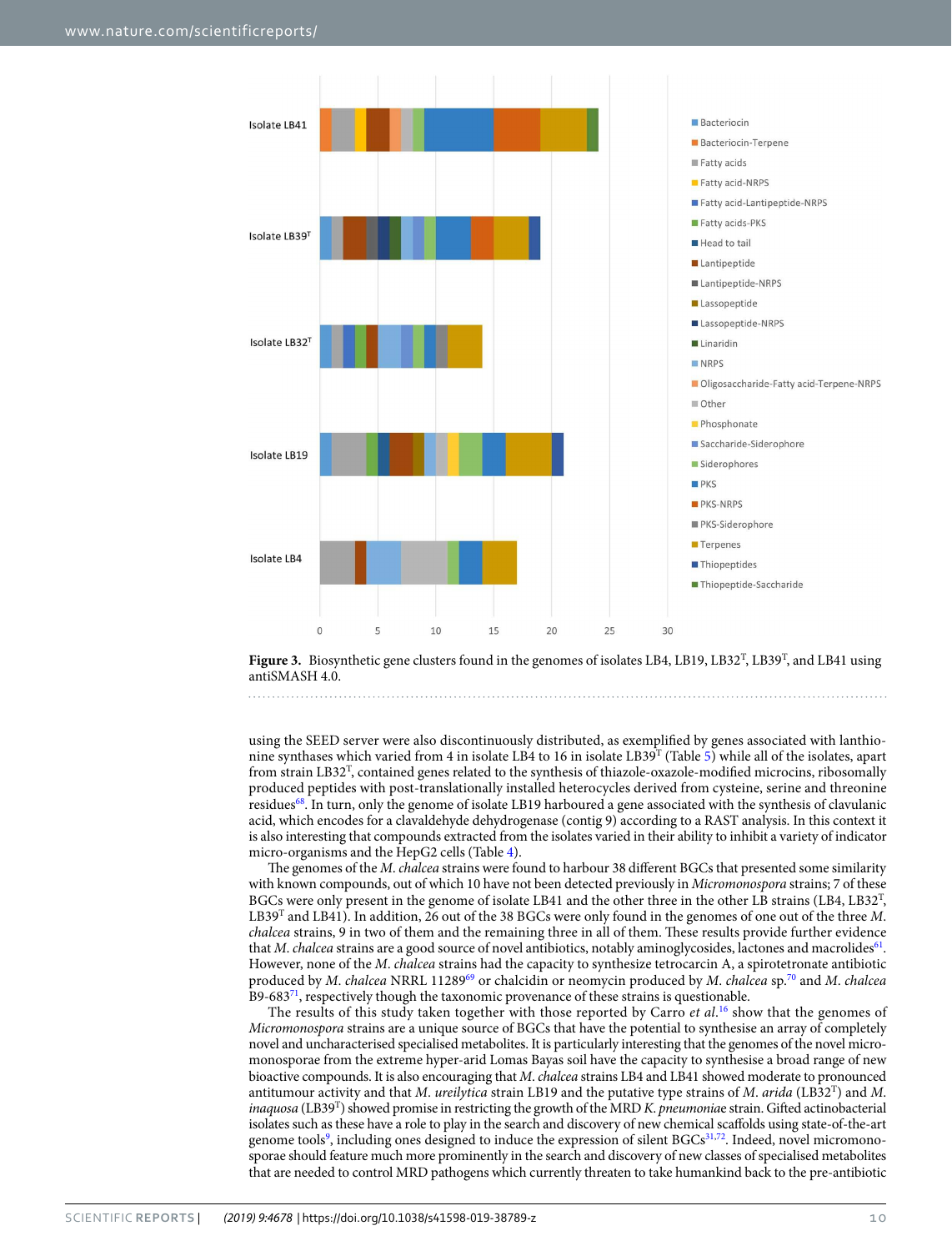**Figure 3.** Biosynthetic gene clusters found in the genomes of isolates LB4, LB19, LB32$^T$, LB39$^T$, and LB41 using antiSMASH 4.0.

using the SEED server were also discontinuously distributed, as exemplified by genes associated with lanthionine synthases which varied from 4 in isolate LB4 to 16 in isolate LB39$^T$ (Table 5) while all of the isolates, apart from strain LB32$^T$, contained genes related to the synthesis of thiazole-oxazole-modified microcins, ribosomally produced peptides with post-translationally installed heterocycles derived from cysteine, serine and threonine residues[68]. In turn, only the genome of isolate LB19 harboured a gene associated with the synthesis of clavulanic acid, which encodes for a clavaldehyde dehydrogenase (contig 9) according to a RAST analysis. In this context it is also interesting that compounds extracted from the isolates varied in their ability to inhibit a variety of indicator micro-organisms and the HepG2 cells (Table 4).

The genomes of the *M. chalcea* strains were found to harbour 38 different BGCs that presented some similarity with known compounds, out of which 10 have not been detected previously in *Micromonospora* strains; 7 of these BGCs were only present in the genome of isolate LB41 and the other three in the other LB strains (LB4, LB32$^T$, LB39$^T$ and LB41). In addition, 26 out of the 38 BGCs were only found in the genomes of one out of the three *M. chalcea* strains, 9 in two of them and the remaining three in all of them. These results provide further evidence that *M. chalcea* strains are a good source of novel antibiotics, notably aminoglycosides, lactones and macrolides[61]. However, none of the *M. chalcea* strains had the capacity to synthesize tetrocarcin A, a spirotetronate antibiotic produced by *M. chalcea* NRRL 11289[69] or chalcidin or neomycin produced by *M. chalcea* sp.[70] and *M. chalcea* B9-683[71], respectively though the taxonomic provenance of these strains is questionable.

The results of this study taken together with those reported by Carro *et al.*[16] show that the genomes of *Micromonospora* strains are a unique source of BGCs that have the potential to synthesise an array of completely novel and uncharacterised specialised metabolites. It is particularly interesting that the genomes of the novel micromonosporae from the extreme hyper-arid Lomas Bayas soil have the capacity to synthesise a broad range of new bioactive compounds. It is also encouraging that *M. chalcea* strains LB4 and LB41 showed moderate to pronounced antitumour activity and that *M. ureilytica* strain LB19 and the putative type strains of *M. arida* (LB32$^T$) and *M. inaquosa* (LB39$^T$) showed promise in restricting the growth of the MRD *K. pneumoniae* strain. Gifted actinobacterial isolates such as these have a role to play in the search and discovery of new chemical scaffolds using state-of-the-art genome tools[9], including ones designed to induce the expression of silent BGCs[31,72]. Indeed, novel micromonosporae should feature much more prominently in the search and discovery of new classes of specialised metabolites that are needed to control MRD pathogens which currently threaten to take humankind back to the pre-antibiotic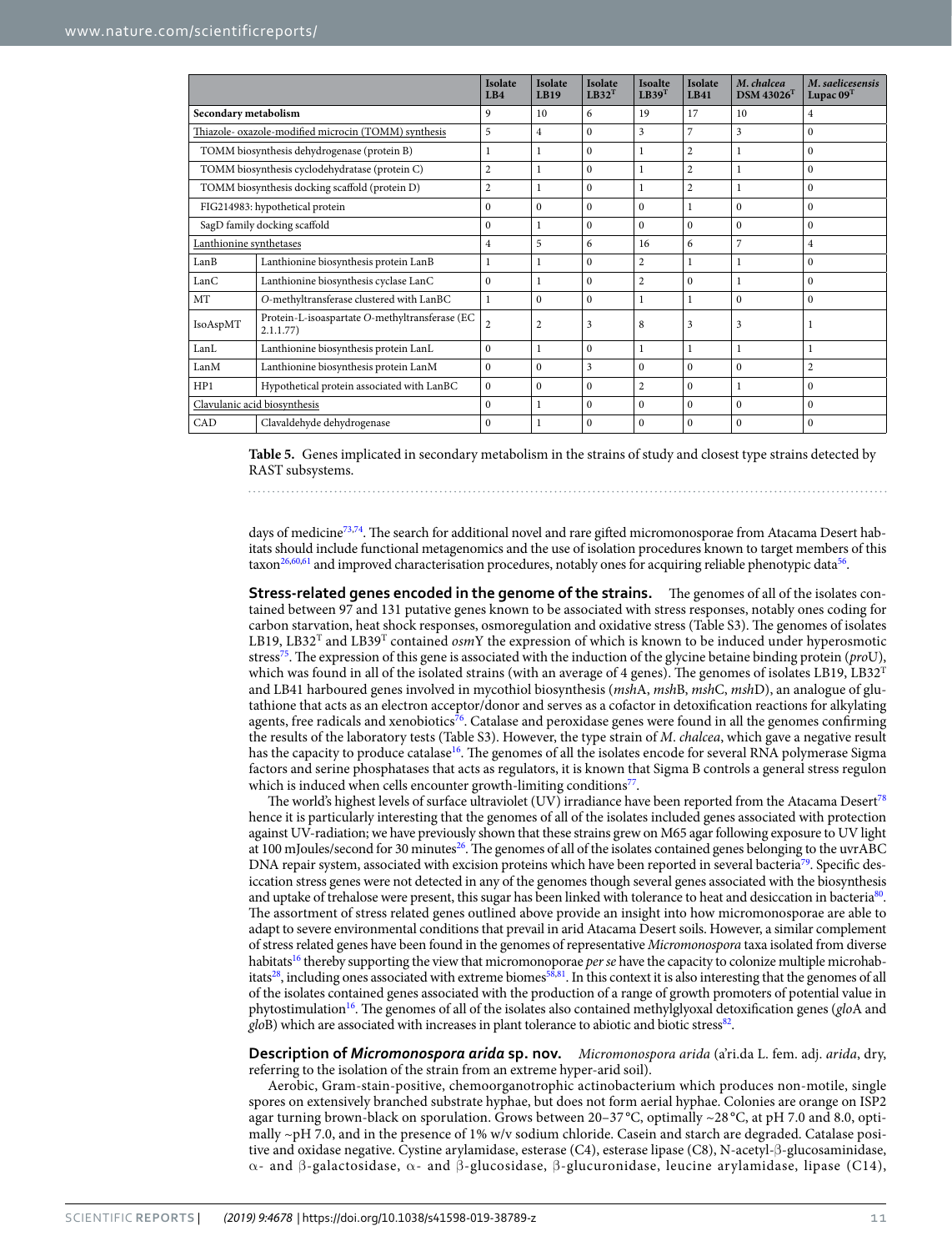| | | Isolate LB4 | Isolate LB19 | Isolate LB32$^T$ | Isoalte LB39$^T$ | Isolate LB41 | *M. chalcea* DSM 43026$^T$ | *M. saelicesensis* Lupac 09$^T$ |
|---|---|---|---|---|---|---|---|---|
| **Secondary metabolism** | | 9 | 10 | 6 | 19 | 17 | 10 | 4 |
| Thiazole- oxazole-modified microcin (TOMM) synthesis | | 5 | 4 | 0 | 3 | 7 | 3 | 0 |
| TOMM biosynthesis dehydrogenase (protein B) | | 1 | 1 | 0 | 1 | 2 | 1 | 0 |
| TOMM biosynthesis cyclodehydratase (protein C) | | 2 | 1 | 0 | 1 | 2 | 1 | 0 |
| TOMM biosynthesis docking scaffold (protein D) | | 2 | 1 | 0 | 1 | 2 | 1 | 0 |
| FIG214983: hypothetical protein | | 0 | 0 | 0 | 0 | 1 | 0 | 0 |
| SagD family docking scaffold | | 0 | 1 | 0 | 0 | 0 | 0 | 0 |
| Lanthionine synthetases | | 4 | 5 | 6 | 16 | 6 | 7 | 4 |
| LanB | Lanthionine biosynthesis protein LanB | 1 | 1 | 0 | 2 | 1 | 1 | 0 |
| LanC | Lanthionine biosynthesis cyclase LanC | 0 | 1 | 0 | 2 | 0 | 1 | 0 |
| MT | *O*-methyltransferase clustered with LanBC | 1 | 0 | 0 | 1 | 1 | 0 | 0 |
| IsoAspMT | Protein-L-isoaspartate *O*-methyltransferase (EC 2.1.1.77) | 2 | 2 | 3 | 8 | 3 | 3 | 1 |
| LanL | Lanthionine biosynthesis protein LanL | 0 | 1 | 0 | 1 | 1 | 1 | 1 |
| LanM | Lanthionine biosynthesis protein LanM | 0 | 0 | 3 | 0 | 0 | 0 | 2 |
| HP1 | Hypothetical protein associated with LanBC | 0 | 0 | 0 | 2 | 0 | 1 | 0 |
| Clavulanic acid biosynthesis | | 0 | 1 | 0 | 0 | 0 | 0 | 0 |
| CAD | Clavaldehyde dehydrogenase | 0 | 1 | 0 | 0 | 0 | 0 | 0 |

**Table 5.** Genes implicated in secondary metabolism in the strains of study and closest type strains detected by RAST subsystems.

days of medicine[73,74]. The search for additional novel and rare gifted micromonosporae from Atacama Desert habitats should include functional metagenomics and the use of isolation procedures known to target members of this taxon[26,60,61] and improved characterisation procedures, notably ones for acquiring reliable phenotypic data[56].

**Stress-related genes encoded in the genome of the strains.** The genomes of all of the isolates contained between 97 and 131 putative genes known to be associated with stress responses, notably ones coding for carbon starvation, heat shock responses, osmoregulation and oxidative stress (Table S3). The genomes of isolates LB19, LB32$^T$ and LB39$^T$ contained *osm*Y the expression of which is known to be induced under hyperosmotic stress[75]. The expression of this gene is associated with the induction of the glycine betaine binding protein (*pro*U), which was found in all of the isolated strains (with an average of 4 genes). The genomes of isolates LB19, LB32$^T$ and LB41 harboured genes involved in mycothiol biosynthesis (*msh*A, *msh*B, *msh*C, *msh*D), an analogue of glutathione that acts as an electron acceptor/donor and serves as a cofactor in detoxification reactions for alkylating agents, free radicals and xenobiotics[76]. Catalase and peroxidase genes were found in all the genomes confirming the results of the laboratory tests (Table S3). However, the type strain of *M. chalcea*, which gave a negative result has the capacity to produce catalase[16]. The genomes of all the isolates encode for several RNA polymerase Sigma factors and serine phosphatases that acts as regulators, it is known that Sigma B controls a general stress regulon which is induced when cells encounter growth-limiting conditions[77].

The world's highest levels of surface ultraviolet (UV) irradiance have been reported from the Atacama Desert[78] hence it is particularly interesting that the genomes of all of the isolates included genes associated with protection against UV-radiation; we have previously shown that these strains grew on M65 agar following exposure to UV light at 100 mJoules/second for 30 minutes[26]. The genomes of all of the isolates contained genes belonging to the uvrABC DNA repair system, associated with excision proteins which have been reported in several bacteria[79]. Specific desiccation stress genes were not detected in any of the genomes though several genes associated with the biosynthesis and uptake of trehalose were present, this sugar has been linked with tolerance to heat and desiccation in bacteria[80]. The assortment of stress related genes outlined above provide an insight into how micromonosporae are able to adapt to severe environmental conditions that prevail in arid Atacama Desert soils. However, a similar complement of stress related genes have been found in the genomes of representative *Micromonospora* taxa isolated from diverse habitats[16] thereby supporting the view that micromonoporae *per se* have the capacity to colonize multiple microhabitats[28], including ones associated with extreme biomes[58,81]. In this context it is also interesting that the genomes of all of the isolates contained genes associated with the production of a range of growth promoters of potential value in phytostimulation[16]. The genomes of all of the isolates also contained methylglyoxal detoxification genes (*glo*A and *glo*B) which are associated with increases in plant tolerance to abiotic and biotic stress[82].

**Description of *Micromonospora arida* sp. nov.** *Micromonospora arida* (a'ri.da L. fem. adj. *arida*, dry, referring to the isolation of the strain from an extreme hyper-arid soil).

Aerobic, Gram-stain-positive, chemoorganotrophic actinobacterium which produces non-motile, single spores on extensively branched substrate hyphae, but does not form aerial hyphae. Colonies are orange on ISP2 agar turning brown-black on sporulation. Grows between 20–37 °C, optimally ~28 °C, at pH 7.0 and 8.0, optimally ~pH 7.0, and in the presence of 1% w/v sodium chloride. Casein and starch are degraded. Catalase positive and oxidase negative. Cystine arylamidase, esterase (C4), esterase lipase (C8), N-acetyl-β-glucosaminidase, α- and β-galactosidase, α- and β-glucosidase, β-glucuronidase, leucine arylamidase, lipase (C14),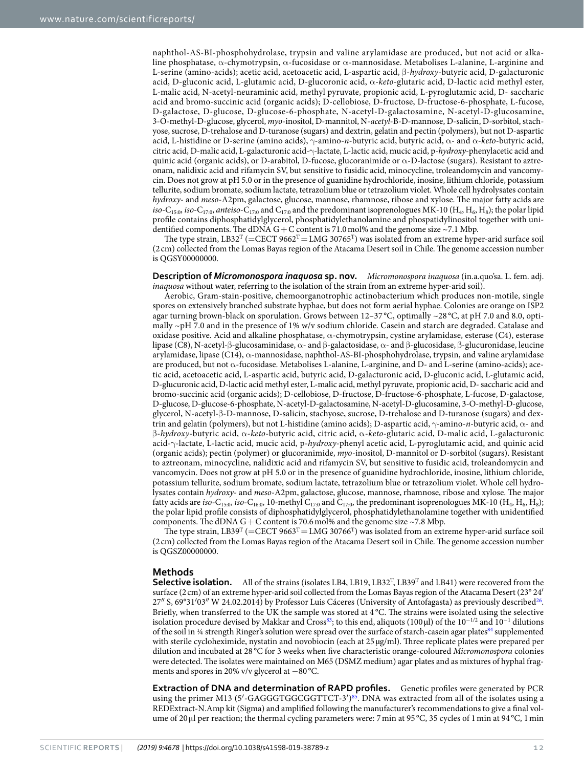naphthol-AS-BI-phosphohydrolase, trypsin and valine arylamidase are produced, but not acid or alkaline phosphatase, α-chymotrypsin, α-fucosidase or α-mannosidase. Metabolises L-alanine, L-arginine and L-serine (amino-acids); acetic acid, acetoacetic acid, L-aspartic acid, β-*hydroxy*-butyric acid, D-galacturonic acid, D-gluconic acid, L-glutamic acid, D-glucoronic acid, α-*keto*-glutaric acid, D-lactic acid methyl ester, L-malic acid, N-acetyl-neuraminic acid, methyl pyruvate, propionic acid, L-pyroglutamic acid, D- saccharic acid and bromo-succinic acid (organic acids); D-cellobiose, D-fructose, D-fructose-6-phosphate, L-fucose, D-galactose, D-glucose, D-glucose-6-phosphate, N-acetyl-D-galactosamine, N-acetyl-D-glucosamine, 3-O-methyl-D-glucose, glycerol, *myo*-inositol, D-mannitol, N-*acetyl*-B-D-mannose, D-salicin, D-sorbitol, stachyose, sucrose, D-trehalose and D-turanose (sugars) and dextrin, gelatin and pectin (polymers), but not D-aspartic acid, L-histidine or D-serine (amino acids), γ-amino-*n*-butyric acid, butyric acid, α- and α-*keto*-butyric acid, citric acid, D-malic acid, L-galacturonic acid-γ-lactate, L-lactic acid, mucic acid, p-*hydroxy*-phenylacetic acid and quinic acid (organic acids), or D-arabitol, D-fucose, glucoranimide or α-D-lactose (sugars). Resistant to aztreonam, nalidixic acid and rifamycin SV, but sensitive to fusidic acid, minocycline, troleandomycin and vancomycin. Does not grow at pH 5.0 or in the presence of guanidine hydrochloride, inosine, lithium chloride, potassium tellurite, sodium bromate, sodium lactate, tetrazolium blue or tetrazolium violet. Whole cell hydrolysates contain *hydroxy*- and *meso*-A2pm, galactose, glucose, mannose, rhamnose, ribose and xylose. The major fatty acids are *iso*-$C_{15:0}$, *iso*-$C_{17:0}$, *anteiso*-$C_{17:0}$ and $C_{17:0}$ and the predominant isoprenologues MK-10 ($H_4$, $H_6$, $H_8$); the polar lipid profile contains diphosphatidylglycerol, phosphatidylethanolamine and phospatidylinositol together with unidentified components. The dDNA G + C content is 71.0 mol% and the genome size ~7.1 Mbp.

The type strain, LB32$^T$ (=CECT 9662$^T$ = LMG 30765$^T$) was isolated from an extreme hyper-arid surface soil (2 cm) collected from the Lomas Bayas region of the Atacama Desert soil in Chile. The genome accession number is QGSY00000000.

**Description of *Micromonospora inaquosa* sp. nov.** *Micromonospora inaquosa* (in.a.quo'sa. L. fem. adj. *inaquosa* without water, referring to the isolation of the strain from an extreme hyper-arid soil).

Aerobic, Gram-stain-positive, chemoorganotrophic actinobacterium which produces non-motile, single spores on extensively branched substrate hyphae, but does not form aerial hyphae. Colonies are orange on ISP2 agar turning brown-black on sporulation. Grows between 12–37 °C, optimally ~28 °C, at pH 7.0 and 8.0, optimally ~pH 7.0 and in the presence of 1% w/v sodium chloride. Casein and starch are degraded. Catalase and oxidase positive. Acid and alkaline phosphatase, α-chymotrypsin, cystine arylamidase, esterase (C4), esterase lipase (C8), N-acetyl-β-glucosaminidase, α- and β-galactosidase, α- and β-glucosidase, β-glucuronidase, leucine arylamidase, lipase (C14), α-mannosidase, naphthol-AS-BI-phosphohydrolase, trypsin, and valine arylamidase are produced, but not α-fucosidase. Metabolises L-alanine, L-arginine, and D- and L-serine (amino-acids); acetic acid, acetoacetic acid, L-aspartic acid, butyric acid, D-galacturonic acid, D-gluconic acid, L-glutamic acid, D-glucuronic acid, D-lactic acid methyl ester, L-malic acid, methyl pyruvate, propionic acid, D- saccharic acid and bromo-succinic acid (organic acids); D-cellobiose, D-fructose, D-fructose-6-phosphate, L-fucose, D-galactose, D-glucose, D-glucose-6-phosphate, N-acetyl-D-galactosamine, N-acetyl-D-glucosamine, 3-O-methyl-D-glucose, glycerol, N-acetyl-β-D-mannose, D-salicin, stachyose, sucrose, D-trehalose and D-turanose (sugars) and dextrin and gelatin (polymers), but not L-histidine (amino acids); D-aspartic acid, γ-amino-*n*-butyric acid, α- and β-*hydroxy*-butyric acid, α-*keto*-butyric acid, citric acid, α-*keto*-glutaric acid, D-malic acid, L-galacturonic acid-γ-lactate, L-lactic acid, mucic acid, p-*hydroxy*-phenyl acetic acid, L-pyroglutamic acid, and quinic acid (organic acids); pectin (polymer) or glucoranimide, *myo*-inositol, D-mannitol or D-sorbitol (sugars). Resistant to aztreonam, minocycline, nalidixic acid and rifamycin SV, but sensitive to fusidic acid, troleandomycin and vancomycin. Does not grow at pH 5.0 or in the presence of guanidine hydrochloride, inosine, lithium chloride, potassium tellurite, sodium bromate, sodium lactate, tetrazolium blue or tetrazolium violet. Whole cell hydrolysates contain *hydroxy*- and *meso*-A2pm, galactose, glucose, mannose, rhamnose, ribose and xylose. The major fatty acids are *iso*-$C_{15:0}$, *iso*-$C_{16:0}$, 10-methyl $C_{17:0}$ and $C_{17:0}$, the predominant isoprenologues MK-10 ($H_4$, $H_6$, $H_8$); the polar lipid profile consists of diphosphatidylglycerol, phosphatidylethanolamine together with unidentified components. The dDNA G + C content is 70.6 mol% and the genome size ~7.8 Mbp.

The type strain, LB39$^T$ (=CECT 9663$^T$ = LMG 30766$^T$) was isolated from an extreme hyper-arid surface soil (2 cm) collected from the Lomas Bayas region of the Atacama Desert soil in Chile. The genome accession number is QGSZ00000000.

## Methods

**Selective isolation.** All of the strains (isolates LB4, LB19, LB32$^T$, LB39$^T$ and LB41) were recovered from the surface (2 cm) of an extreme hyper-arid soil collected from the Lomas Bayas region of the Atacama Desert (23° 24′ 27″ S, 69°31′03″ W 24.02.2014) by Professor Luis Cáceres (University of Antofagasta) as previously described[26]. Briefly, when transferred to the UK the sample was stored at 4 °C. The strains were isolated using the selective isolation procedure devised by Makkar and Cross[83]; to this end, aliquots (100 µl) of the $10^{-1/2}$ and $10^{-1}$ dilutions of the soil in ¼ strength Ringer's solution were spread over the surface of starch-casein agar plates[84] supplemented with sterile cycloheximide, nystatin and novobiocin (each at 25 µg/ml). Three replicate plates were prepared per dilution and incubated at 28 °C for 3 weeks when five characteristic orange-coloured *Micromonospora* colonies were detected. The isolates were maintained on M65 (DSMZ medium) agar plates and as mixtures of hyphal fragments and spores in 20% v/v glycerol at −80 °C.

**Extraction of DNA and determination of RAPD profiles.** Genetic profiles were generated by PCR using the primer M13 (5′-GAGGGTGGCGGTTCT-3′)[85]. DNA was extracted from all of the isolates using a REDExtract-N.Amp kit (Sigma) and amplified following the manufacturer's recommendations to give a final volume of 20 µl per reaction; the thermal cycling parameters were: 7 min at 95 °C, 35 cycles of 1 min at 94 °C, 1 min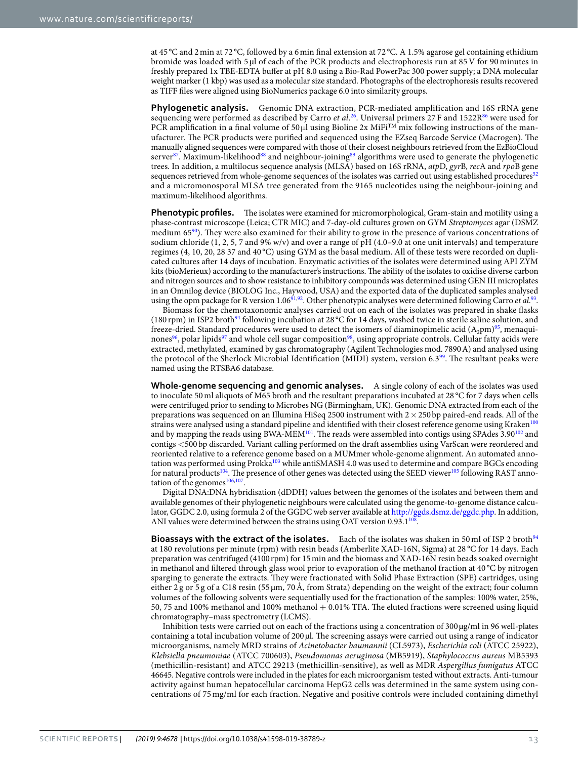at 45 °C and 2 min at 72 °C, followed by a 6 min final extension at 72 °C. A 1.5% agarose gel containing ethidium bromide was loaded with 5 µl of each of the PCR products and electrophoresis run at 85 V for 90 minutes in freshly prepared 1x TBE-EDTA buffer at pH 8.0 using a Bio-Rad PowerPac 300 power supply; a DNA molecular weight marker (1 kbp) was used as a molecular size standard. Photographs of the electrophoresis results recovered as TIFF files were aligned using BioNumerics package 6.0 into similarity groups.

**Phylogenetic analysis.** Genomic DNA extraction, PCR-mediated amplification and 16S rRNA gene sequencing were performed as described by Carro *et al.*[26]. Universal primers 27 F and 1522R[86] were used for PCR amplification in a final volume of 50 µl using Bioline 2x MiFi™ mix following instructions of the manufacturer. The PCR products were purified and sequenced using the EZseq Barcode Service (Macrogen). The manually aligned sequences were compared with those of their closest neighbours retrieved from the EzBioCloud server[87]. Maximum-likelihood[88] and neighbour-joining[89] algorithms were used to generate the phylogenetic trees. In addition, a multilocus sequence analysis (MLSA) based on 16S rRNA, *atp*D, *gyr*B, *rec*A and *rpo*B gene sequences retrieved from whole-genome sequences of the isolates was carried out using established procedures[52] and a micromonosporal MLSA tree generated from the 9165 nucleotides using the neighbour-joining and maximum-likelihood algorithms.

**Phenotypic profiles.** The isolates were examined for micromorphological, Gram-stain and motility using a phase-contrast microscope (Leica; CTR MIC) and 7-day-old cultures grown on GYM *Streptomyces* agar (DSMZ medium 65[90]). They were also examined for their ability to grow in the presence of various concentrations of sodium chloride (1, 2, 5, 7 and 9% w/v) and over a range of pH (4.0–9.0 at one unit intervals) and temperature regimes (4, 10, 20, 28 37 and 40 °C) using GYM as the basal medium. All of these tests were recorded on duplicated cultures after 14 days of incubation. Enzymatic activities of the isolates were determined using API ZYM kits (bioMerieux) according to the manufacturer's instructions. The ability of the isolates to oxidise diverse carbon and nitrogen sources and to show resistance to inhibitory compounds was determined using GEN III microplates in an Omnilog device (BIOLOG Inc., Haywood, USA) and the exported data of the duplicated samples analysed using the opm package for R version 1.06[91,92]. Other phenotypic analyses were determined following Carro *et al.*[93].

Biomass for the chemotaxonomic analyses carried out on each of the isolates was prepared in shake flasks (180 rpm) in ISP2 broth[94] following incubation at 28 °C for 14 days, washed twice in sterile saline solution, and freeze-dried. Standard procedures were used to detect the isomers of diaminopimelic acid ($A_2$pm)[95], menaquinones[96], polar lipids[97] and whole cell sugar composition[98], using appropriate controls. Cellular fatty acids were extracted, methylated, examined by gas chromatography (Agilent Technologies mod. 7890 A) and analysed using the protocol of the Sherlock Microbial Identification (MIDI) system, version 6.3[99]. The resultant peaks were named using the RTSBA6 database.

**Whole-genome sequencing and genomic analyses.** A single colony of each of the isolates was used to inoculate 50 ml aliquots of M65 broth and the resultant preparations incubated at 28 °C for 7 days when cells were centrifuged prior to sending to Microbes NG (Birmingham, UK). Genomic DNA extracted from each of the preparations was sequenced on an Illumina HiSeq 2500 instrument with 2 × 250 bp paired-end reads. All of the strains were analysed using a standard pipeline and identified with their closest reference genome using Kraken[100] and by mapping the reads using BWA-MEM[101]. The reads were assembled into contigs using SPAdes 3.90[102] and contigs <500 bp discarded. Variant calling performed on the draft assemblies using VarScan were reordered and reoriented relative to a reference genome based on a MUMmer whole-genome alignment. An automated annotation was performed using Prokka[103] while antiSMASH 4.0 was used to determine and compare BGCs encoding for natural products[104]. The presence of other genes was detected using the SEED viewer[105] following RAST annotation of the genomes[106,107].

Digital DNA:DNA hybridisation (dDDH) values between the genomes of the isolates and between them and available genomes of their phylogenetic neighbours were calculated using the genome-to-genome distance calculator, GGDC 2.0, using formula 2 of the GGDC web server available at http://ggds.dsmz.de/ggdc.php. In addition, ANI values were determined between the strains using OAT version 0.93.1[108].

**Bioassays with the extract of the isolates.** Each of the isolates was shaken in 50 ml of ISP 2 broth[94] at 180 revolutions per minute (rpm) with resin beads (Amberlite XAD-16N, Sigma) at 28 °C for 14 days. Each preparation was centrifuged (4100 rpm) for 15 min and the biomass and XAD-16N resin beads soaked overnight in methanol and filtered through glass wool prior to evaporation of the methanol fraction at 40 °C by nitrogen sparging to generate the extracts. They were fractionated with Solid Phase Extraction (SPE) cartridges, using either 2 g or 5 g of a C18 resin (55 µm, 70 Å, from Strata) depending on the weight of the extract; four column volumes of the following solvents were sequentially used for the fractionation of the samples: 100% water, 25%, 50, 75 and 100% methanol and 100% methanol + 0.01% TFA. The eluted fractions were screened using liquid chromatography–mass spectrometry (LCMS).

Inhibition tests were carried out on each of the fractions using a concentration of 300 µg/ml in 96 well-plates containing a total incubation volume of 200 µl. The screening assays were carried out using a range of indicator microorganisms, namely MRD strains of *Acinetobacter baumannii* (CL5973), *Escherichia coli* (ATCC 25922), *Klebsiella pneumoniae* (ATCC 700603), *Pseudomonas aeruginosa* (MB5919), *Staphylococcus aureus* MB5393 (methicillin-resistant) and ATCC 29213 (methicillin-sensitive), as well as MDR *Aspergillus fumigatus* ATCC 46645. Negative controls were included in the plates for each microorganism tested without extracts. Anti-tumour activity against human hepatocellular carcinoma HepG2 cells was determined in the same system using concentrations of 75 mg/ml for each fraction. Negative and positive controls were included containing dimethyl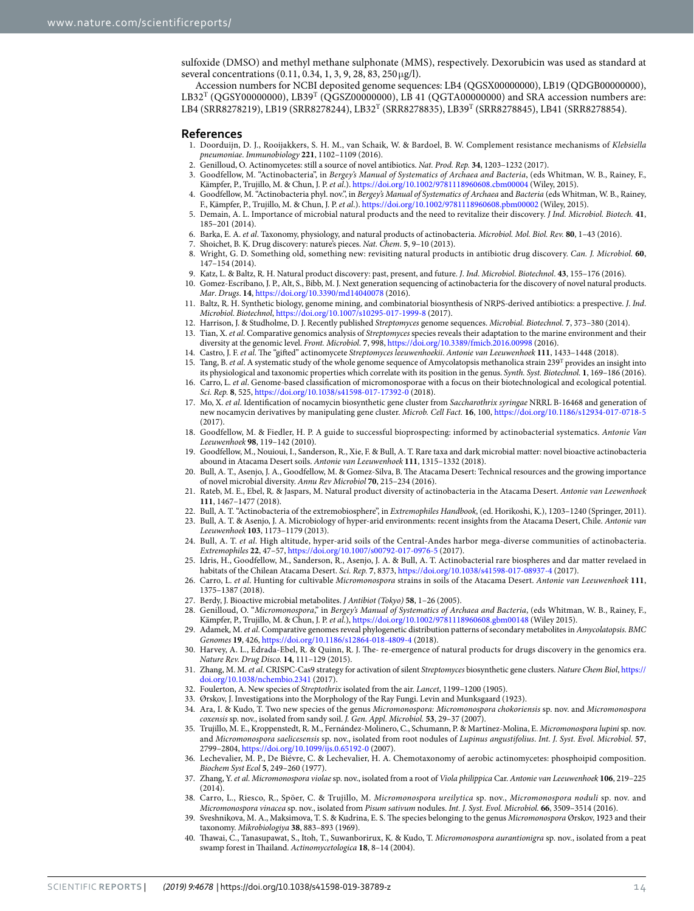sulfoxide (DMSO) and methyl methane sulphonate (MMS), respectively. Dexorubicin was used as standard at several concentrations (0.11, 0.34, 1, 3, 9, 28, 83, 250 µg/l).

Accession numbers for NCBI deposited genome sequences: LB4 (QGSX00000000), LB19 (QDGB00000000), LB32$^{T}$ (QGSY00000000), LB39$^{T}$ (QGSZ00000000), LB 41 (QGTA00000000) and SRA accession numbers are: LB4 (SRR8278219), LB19 (SRR8278244), LB32$^{T}$ (SRR8278835), LB39$^{T}$ (SRR8278845), LB41 (SRR8278854).

## References

1. Doorduijn, D. J., Rooijakkers, S. H. M., van Schaik, W. & Bardoel, B. W. Complement resistance mechanisms of *Klebsiella pneumoniae*. *Immunobiology* **221**, 1102–1109 (2016).
2. Genilloud, O. Actinomycetes: still a source of novel antibiotics. *Nat. Prod. Rep.* **34**, 1203–1232 (2017).
3. Goodfellow, M. "Actinobacteria", in *Bergey's Manual of Systematics of Archaea and Bacteria*, (eds Whitman, W. B., Rainey, F., Kämpfer, P., Trujillo, M. & Chun, J. P. *et al*.). https://doi.org/10.1002/9781118960608.cbm00004 (Wiley, 2015).
4. Goodfellow, M. "Actinobacteria phyl. nov.", in *Bergey's Manual of Systematics of Archaea* and *Bacteria* (eds Whitman, W. B., Rainey, F., Kämpfer, P., Trujillo, M. & Chun, J. P. *et al*.). https://doi.org/10.1002/9781118960608.pbm00002 (Wiley, 2015).
5. Demain, A. L. Importance of microbial natural products and the need to revitalize their discovery. *J Ind. Microbiol. Biotech.* **41**, 185–201 (2014).
6. Barka, E. A. *et al*. Taxonomy, physiology, and natural products of actinobacteria. *Microbiol. Mol. Biol. Rev.* **80**, 1–43 (2016).
7. Shoichet, B. K. Drug discovery: nature's pieces. *Nat. Chem.* **5**, 9–10 (2013).
8. Wright, G. D. Something old, something new: revisiting natural products in antibiotic drug discovery. *Can. J. Microbiol.* **60**, 147–154 (2014).
9. Katz, L. & Baltz, R. H. Natural product discovery: past, present, and future. *J. Ind. Microbiol. Biotechnol*. **43**, 155–176 (2016).
10. Gomez-Escribano, J. P., Alt, S., Bibb, M. J. Next generation sequencing of actinobacteria for the discovery of novel natural products. *Mar. Drugs*. **14**, https://doi.org/10.3390/md14040078 (2016).
11. Baltz, R. H. Synthetic biology, genome mining, and combinatorial biosynthesis of NRPS-derived antibiotics: a prespective. *J. Ind. Microbiol. Biotechnol*, https://doi.org/10.1007/s10295-017-1999-8 (2017).
12. Harrison, J. & Studholme, D. J. Recently published *Streptomyces* genome sequences. *Microbial. Biotechnol.* **7**, 373–380 (2014).
13. Tian, X. *et al*. Comparative genomics analysis of *Streptomyces* species reveals their adaptation to the marine environment and their diversity at the genomic level. *Front. Microbiol.* **7**, 998, https://doi.org/10.3389/fmicb.2016.00998 (2016).
14. Castro, J. F. *et al*. The "gifted" actinomycete *Streptomyces leeuwenhoekii*. *Antonie van Leeuwenhoek* **111**, 1433–1448 (2018).
15. Tang, B. *et al*. A systematic study of the whole genome sequence of Amycolatopsis methanolica strain 239$^{T}$ provides an insight into its physiological and taxonomic properties which correlate with its position in the genus. *Synth. Syst. Biotechnol.* **1**, 169–186 (2016).
16. Carro, L. *et al*. Genome-based classification of micromonosporae with a focus on their biotechnological and ecological potential. *Sci. Rep.* **8**, 525, https://doi.org/10.1038/s41598-017-17392-0 (2018).
17. Mo, X. *et al*. Identification of nocamycin biosynthetic gene cluster from *Saccharothrix syringae* NRRL B-16468 and generation of new nocamycin derivatives by manipulating gene cluster. *Microb. Cell Fact.* **16**, 100, https://doi.org/10.1186/s12934-017-0718-5 (2017).
18. Goodfellow, M. & Fiedler, H. P. A guide to successful bioprospecting: informed by actinobacterial systematics. *Antonie Van Leeuwenhoek* **98**, 119–142 (2010).
19. Goodfellow, M., Nouioui, I., Sanderson, R., Xie, F. & Bull, A. T. Rare taxa and dark microbial matter: novel bioactive actinobacteria abound in Atacama Desert soils. *Antonie van Leeuwenhoek* **111**, 1315–1332 (2018).
20. Bull, A. T., Asenjo, J. A., Goodfellow, M. & Gomez-Silva, B. The Atacama Desert: Technical resources and the growing importance of novel microbial diversity. *Annu Rev Microbiol* **70**, 215–234 (2016).
21. Rateb, M. E., Ebel, R. & Jaspars, M. Natural product diversity of actinobacteria in the Atacama Desert. *Antonie van Leewenhoek* **111**, 1467–1477 (2018).
22. Bull, A. T. "Actinobacteria of the extremobiosphere", in *Extremophiles Handbook*, (ed. Horikoshi, K.), 1203–1240 (Springer, 2011).
23. Bull, A. T. & Asenjo, J. A. Microbiology of hyper-arid environments: recent insights from the Atacama Desert, Chile. *Antonie van Leeuwenhoek* **103**, 1173–1179 (2013).
24. Bull, A. T. *et al*. High altitude, hyper-arid soils of the Central-Andes harbor mega-diverse communities of actinobacteria. *Extremophiles* **22**, 47–57, https://doi.org/10.1007/s00792-017-0976-5 (2017).
25. Idris, H., Goodfellow, M., Sanderson, R., Asenjo, J. A. & Bull, A. T. Actinobacterial rare biospheres and dar matter revelaed in habitats of the Chilean Atacama Desert. *Sci. Rep.* **7**, 8373, https://doi.org/10.1038/s41598-017-08937-4 (2017).
26. Carro, L. *et al*. Hunting for cultivable *Micromonospora* strains in soils of the Atacama Desert. *Antonie van Leeuwenhoek* **111**, 1375–1387 (2018).
27. Berdy, J. Bioactive microbial metabolites. *J Antibiot (Tokyo)* **58**, 1–26 (2005).
28. Genilloud, O. "*Micromonospora*," in *Bergey's Manual of Systematics of Archaea and Bacteria*, (eds Whitman, W. B., Rainey, F., Kämpfer, P., Trujillo, M. & Chun, J. P. *et al*.), https://doi.org/10.1002/9781118960608.gbm00148 (Wiley 2015).
29. Adamek, M. *et al*. Comparative genomes reveal phylogenetic distribution patterns of secondary metabolites in *Amycolatopsis*. *BMC Genomes* **19**, 426, https://doi.org/10.1186/s12864-018-4809-4 (2018).
30. Harvey, A. L., Edrada-Ebel, R. & Quinn, R. J. The- re-emergence of natural products for drugs discovery in the genomics era. *Nature Rev. Drug Disco.* **14**, 111–129 (2015).
31. Zhang, M. M. *et al*. CRISPC-Cas9 strategy for activation of silent *Streptomyces* biosynthetic gene clusters. *Nature Chem Biol*, https://doi.org/10.1038/nchembio.2341 (2017).
32. Foulerton, A. New species of *Streptothrix* isolated from the air. *Lancet*, 1199–1200 (1905).
33. Ørskov, J. Investigations into the Morphology of the Ray Fungi. Levin and Munksgaard (1923).
34. Ara, I. & Kudo, T. Two new species of the genus *Micromonospora*: *Micromonospora chokoriensis* sp. nov. and *Micromonospora coxensis* sp. nov., isolated from sandy soil. *J. Gen. Appl. Microbiol.* **53**, 29–37 (2007).
35. Trujillo, M. E., Kroppenstedt, R. M., Fernández-Molinero, C., Schumann, P. & Martínez-Molina, E. *Micromonospora lupini* sp. nov. and *Micromonospora saelicesensis* sp. nov., isolated from root nodules of *Lupinus angustifolius*. *Int. J. Syst. Evol. Microbiol.* **57**, 2799–2804, https://doi.org/10.1099/ijs.0.65192-0 (2007).
36. Lechevalier, M. P., De Biévre, C. & Lechevalier, H. A. Chemotaxonomy of aerobic actinomycetes: phospholipid composition. *Biochem Syst Ecol* **5**, 249–260 (1977).
37. Zhang, Y. *et al*. *Micromonospora violae* sp. nov., isolated from a root of *Viola philippica* Car. *Antonie van Leeuwenhoek* **106**, 219–225 (2014).
38. Carro, L., Riesco, R., Spöer, C. & Trujillo, M. *Micromonospora ureilytica* sp. nov., *Micromonospora noduli* sp. nov. and *Micromonospora vinacea* sp. nov., isolated from *Pisum sativum* nodules. *Int. J. Syst. Evol. Microbiol.* **66**, 3509–3514 (2016).
39. Sveshnikova, M. A., Maksimova, T. S. & Kudrina, E. S. The species belonging to the genus *Micromonospora* Ørskov, 1923 and their taxonomy. *Mikrobiologiya* **38**, 883–893 (1969).
40. Thawai, C., Tanasupawat, S., Itoh, T., Suwanborirux, K. & Kudo, T. *Micromonospora aurantionigra* sp. nov., isolated from a peat swamp forest in Thailand. *Actinomycetologica* **18**, 8–14 (2004).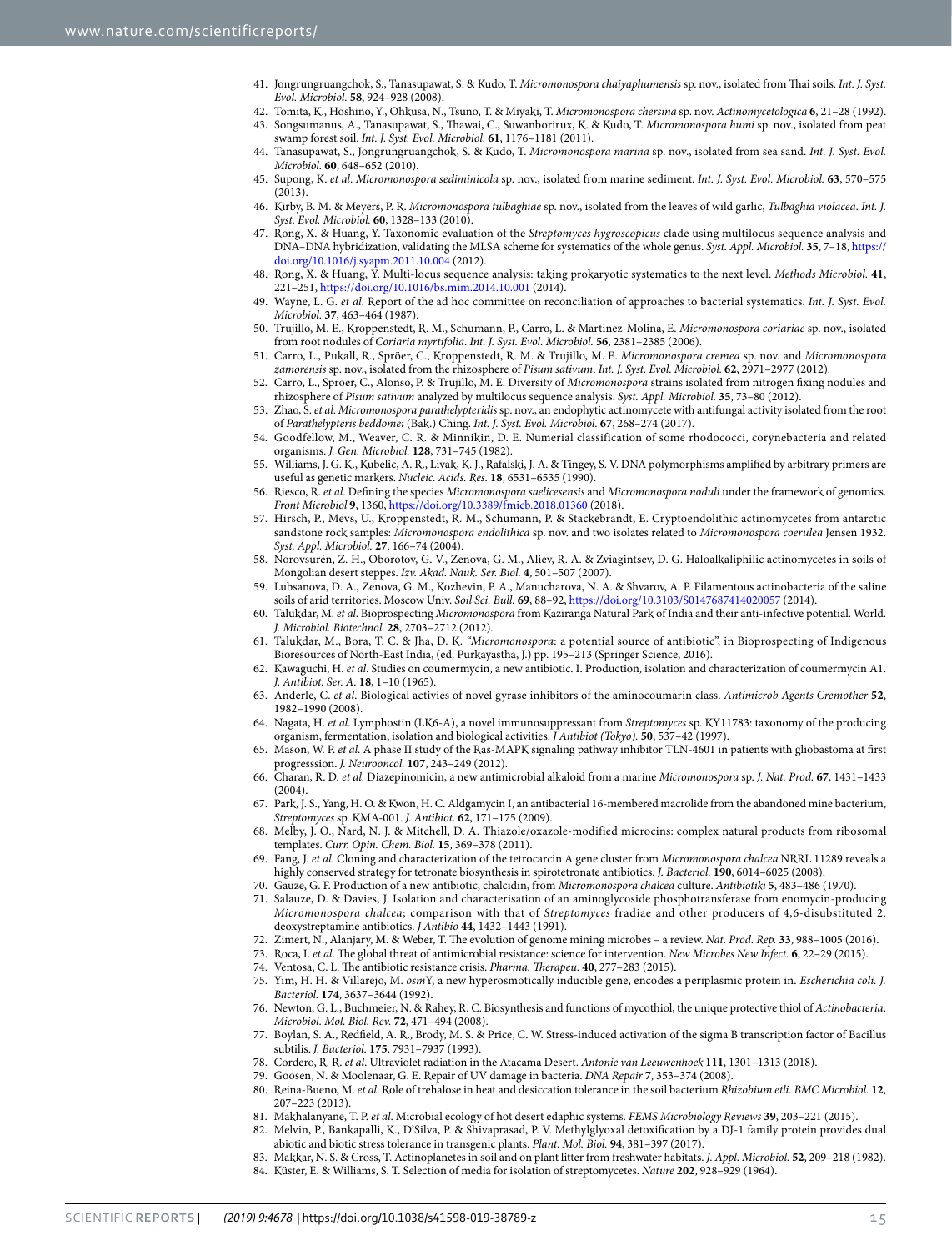41. Jongrungruangchok, S., Tanasupawat, S. & Kudo, T. *Micromonospora chaiyaphumensis* sp. nov., isolated from Thai soils. *Int. J. Syst. Evol. Microbiol.* **58**, 924–928 (2008).
42. Tomita, K., Hoshino, Y., Ohkusa, N., Tsuno, T. & Miyaki, T. *Micromonospora chersina* sp. nov. *Actinomycetologica* **6**, 21–28 (1992).
43. Songsumanus, A., Tanasupawat, S., Thawai, C., Suwanborirux, K. & Kudo, T. *Micromonospora humi* sp. nov., isolated from peat swamp forest soil. *Int. J. Syst. Evol. Microbiol.* **61**, 1176–1181 (2011).
44. Tanasupawat, S., Jongrungruangchok, S. & Kudo, T. *Micromonospora marina* sp. nov., isolated from sea sand. *Int. J. Syst. Evol. Microbiol.* **60**, 648–652 (2010).
45. Supong, K. *et al*. *Micromonospora sediminicola* sp. nov., isolated from marine sediment. *Int. J. Syst. Evol. Microbiol.* **63**, 570–575 (2013).
46. Kirby, B. M. & Meyers, P. R. *Micromonospora tulbaghiae* sp. nov., isolated from the leaves of wild garlic, *Tulbaghia violacea*. *Int. J. Syst. Evol. Microbiol.* **60**, 1328–133 (2010).
47. Rong, X. & Huang, Y. Taxonomic evaluation of the *Streptomyces hygroscopicus* clade using multilocus sequence analysis and DNA–DNA hybridization, validating the MLSA scheme for systematics of the whole genus. *Syst. Appl. Microbiol.* **35**, 7–18, https://doi.org/10.1016/j.syapm.2011.10.004 (2012).
48. Rong, X. & Huang, Y. Multi-locus sequence analysis: taking prokaryotic systematics to the next level. *Methods Microbiol.* **41**, 221–251, https://doi.org/10.1016/bs.mim.2014.10.001 (2014).
49. Wayne, L. G. *et al*. Report of the ad hoc committee on reconciliation of approaches to bacterial systematics. *Int. J. Syst. Evol. Microbiol.* **37**, 463–464 (1987).
50. Trujillo, M. E., Kroppenstedt, R. M., Schumann, P., Carro, L. & Martinez-Molina, E. *Micromonospora coriariae* sp. nov., isolated from root nodules of *Coriaria myrtifolia*. *Int. J. Syst. Evol. Microbiol.* **56**, 2381–2385 (2006).
51. Carro, L., Pukall, R., Spröer, C., Kroppenstedt, R. M. & Trujillo, M. E. *Micromonospora cremea* sp. nov. and *Micromonospora zamorensis* sp. nov., isolated from the rhizosphere of *Pisum sativum*. *Int. J. Syst. Evol. Microbiol.* **62**, 2971–2977 (2012).
52. Carro, L., Sproer, C., Alonso, P. & Trujillo, M. E. Diversity of *Micromonospora* strains isolated from nitrogen fixing nodules and rhizosphere of *Pisum sativum* analyzed by multilocus sequence analysis. *Syst. Appl. Microbiol.* **35**, 73–80 (2012).
53. Zhao, S. *et al*. *Micromonospora parathelypteridis* sp. nov., an endophytic actinomycete with antifungal activity isolated from the root of *Parathelypteris beddomei* (Bak.) Ching. *Int. J. Syst. Evol. Microbiol.* **67**, 268–274 (2017).
54. Goodfellow, M., Weaver, C. R. & Minnikin, D. E. Numerial classification of some rhodococci, corynebacteria and related organisms. *J. Gen. Microbiol.* **128**, 731–745 (1982).
55. Williams, J. G. K., Kubelic, A. R., Livak, K. J., Rafalski, J. A. & Tingey, S. V. DNA polymorphisms amplified by arbitrary primers are useful as genetic markers. *Nucleic. Acids. Res.* **18**, 6531–6535 (1990).
56. Riesco, R. *et al*. Defining the species *Micromonospora saelicesensis* and *Micromonospora noduli* under the framework of genomics. *Front Microbiol* **9**, 1360, https://doi.org/10.3389/fmicb.2018.01360 (2018).
57. Hirsch, P., Mevs, U., Kroppenstedt, R. M., Schumann, P. & Stackebrandt, E. Cryptoendolithic actinomycetes from antarctic sandstone rock samples: *Micromonospora endolithica* sp. nov. and two isolates related to *Micromonospora coerulea* Jensen 1932. *Syst. Appl. Microbiol.* **27**, 166–74 (2004).
58. Norovsurén, Z. H., Oborotov, G. V., Zenova, G. M., Aliev, R. A. & Zviagintsev, D. G. Haloalkaliphilic actinomycetes in soils of Mongolian desert steppes. *Izv. Akad. Nauk. Ser. Biol.* **4**, 501–507 (2007).
59. Lubsanova, D. A., Zenova, G. M., Kozhevin, P. A., Manucharova, N. A. & Shvarov, A. P. Filamentous actinobacteria of the saline soils of arid territories. Moscow Univ. *Soil Sci. Bull.* **69**, 88–92, https://doi.org/10.3103/S0147687414020057 (2014).
60. Talukdar, M. *et al*. Bioprospecting *Micromonospora* from Kaziranga Natural Park of India and their anti-infective potential. World. *J. Microbiol. Biotechnol.* **28**, 2703–2712 (2012).
61. Talukdar, M., Bora, T. C. & Jha, D. K. "*Micromonospora*: a potential source of antibiotic", in Bioprospecting of Indigenous Bioresources of North-East India, (ed. Purkayastha, J.) pp. 195–213 (Springer Science, 2016).
62. Kawaguchi, H. *et al*. Studies on coumermycin, a new antibiotic. I. Production, isolation and characterization of coumermycin A1. *J. Antibiot. Ser. A*. **18**, 1–10 (1965).
63. Anderle, C. *et al*. Biological activies of novel gyrase inhibitors of the aminocoumarin class. *Antimicrob Agents Cremother* **52**, 1982–1990 (2008).
64. Nagata, H. *et al*. Lymphostin (LK6-A), a novel immunosuppressant from *Streptomyces* sp. KY11783: taxonomy of the producing organism, fermentation, isolation and biological activities. *J Antibiot (Tokyo).* **50**, 537–42 (1997).
65. Mason, W. P. *et al*. A phase II study of the Ras-MAPK signaling pathway inhibitor TLN-4601 in patients with gliobastoma at first progresssion. *J. Neurooncol.* **107**, 243–249 (2012).
66. Charan, R. D. *et al*. Diazepinomicin, a new antimicrobial alkaloid from a marine *Micromonospora* sp. *J. Nat. Prod.* **67**, 1431–1433 (2004).
67. Park, J. S., Yang, H. O. & Kwon, H. C. Aldgamycin I, an antibacterial 16-membered macrolide from the abandoned mine bacterium, *Streptomyces* sp. KMA-001. *J. Antibiot.* **62**, 171–175 (2009).
68. Melby, J. O., Nard, N. J. & Mitchell, D. A. Thiazole/oxazole-modified microcins: complex natural products from ribosomal templates. *Curr. Opin. Chem. Biol.* **15**, 369–378 (2011).
69. Fang, J. *et al*. Cloning and characterization of the tetrocarcin A gene cluster from *Micromonospora chalcea* NRRL 11289 reveals a highly conserved strategy for tetronate biosynthesis in spirotetronate antibiotics. *J. Bacteriol.* **190**, 6014–6025 (2008).
70. Gauze, G. F. Production of a new antibiotic, chalcidin, from *Micromonospora chalcea* culture. *Antibiotiki* **5**, 483–486 (1970).
71. Salauze, D. & Davies, J. Isolation and characterisation of an aminoglycoside phosphotransferase from enomycin-producing *Micromonospora chalcea*; comparison with that of *Streptomyces* fradiae and other producers of 4,6-disubstituted 2. deoxystreptamine antibiotics. *J Antibio* **44**, 1432–1443 (1991).
72. Zimert, N., Alanjary, M. & Weber, T. The evolution of genome mining microbes – a review. *Nat. Prod. Rep.* **33**, 988–1005 (2016).
73. Roca, I. *et al*. The global threat of antimicrobial resistance: science for intervention. *New Microbes New Infect.* **6**, 22–29 (2015).
74. Ventosa, C. L. The antibiotic resistance crisis. *Pharma. Therapeu.* **40**, 277–283 (2015).
75. Yim, H. H. & Villarejo, M. *osm*Y, a new hyperosmotically inducible gene, encodes a periplasmic protein in. *Escherichia coli. J. Bacteriol.* **174**, 3637–3644 (1992).
76. Newton, G. L., Buchmeier, N. & Rahey, R. C. Biosynthesis and functions of mycothiol, the unique protective thiol of *Actinobacteria*. *Microbiol. Mol. Biol. Rev.* **72**, 471–494 (2008).
77. Boylan, S. A., Redfield, A. R., Brody, M. S. & Price, C. W. Stress-induced activation of the sigma B transcription factor of Bacillus subtilis. *J. Bacteriol.* **175**, 7931–7937 (1993).
78. Cordero, R. R. *et al*. Ultraviolet radiation in the Atacama Desert. *Antonie van Leeuwenhoek* **111**, 1301–1313 (2018).
79. Goosen, N. & Moolenaar, G. E. Repair of UV damage in bacteria. *DNA Repair* **7**, 353–374 (2008).
80. Reina-Bueno, M. *et al*. Role of trehalose in heat and desiccation tolerance in the soil bacterium *Rhizobium etli*. *BMC Microbiol.* **12**, 207–223 (2013).
81. Makhalanyane, T. P. *et al*. Microbial ecology of hot desert edaphic systems. *FEMS Microbiology Reviews* **39**, 203–221 (2015).
82. Melvin, P., Bankapalli, K., D'Silva, P. & Shivaprasad, P. V. Methylglyoxal detoxification by a DJ-1 family protein provides dual abiotic and biotic stress tolerance in transgenic plants. *Plant. Mol. Biol.* **94**, 381–397 (2017).
83. Makkar, N. S. & Cross, T. Actinoplanetes in soil and on plant litter from freshwater habitats. *J. Appl. Microbiol.* **52**, 209–218 (1982).
84. Küster, E. & Williams, S. T. Selection of media for isolation of streptomycetes. *Nature* **202**, 928–929 (1964).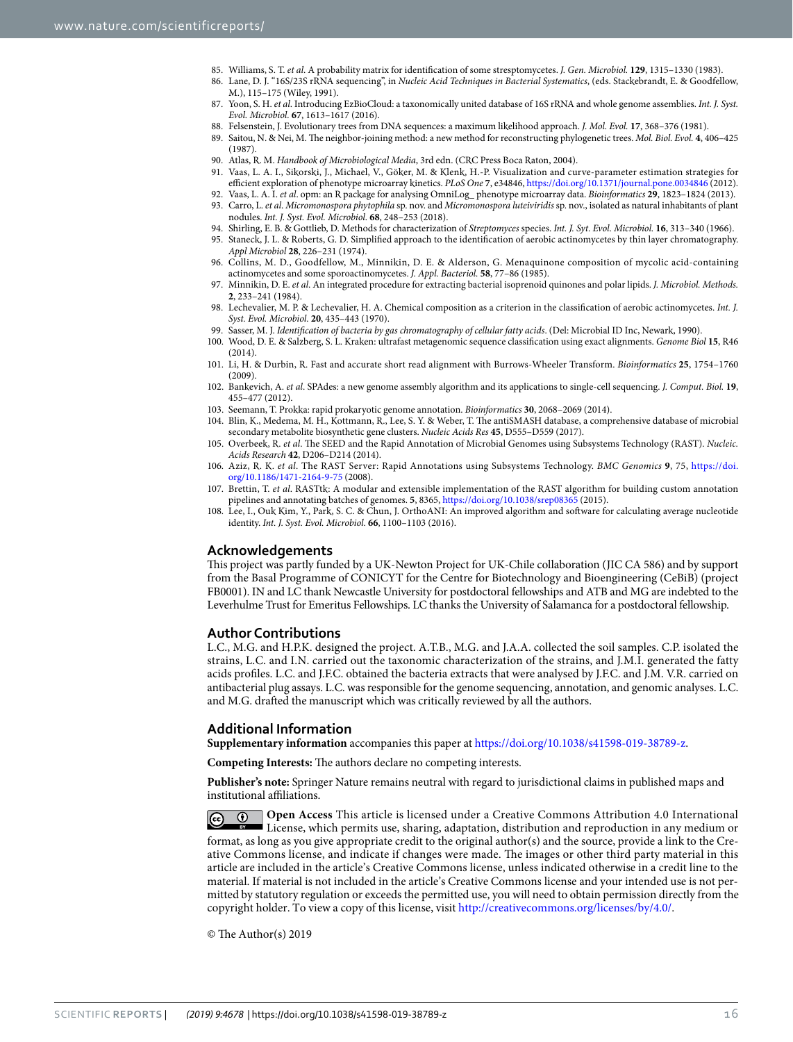85. Williams, S. T. *et al*. A probability matrix for identification of some streptomycetes. *J. Gen. Microbiol.* **129**, 1315–1330 (1983).
86. Lane, D. J. "16S/23S rRNA sequencing", in *Nucleic Acid Techniques in Bacterial Systematics*, (eds. Stackebrandt, E. & Goodfellow, M.), 115–175 (Wiley, 1991).
87. Yoon, S. H. *et al*. Introducing EzBioCloud: a taxonomically united database of 16S rRNA and whole genome assemblies. *Int. J. Syst. Evol. Microbiol.* **67**, 1613–1617 (2016).
88. Felsenstein, J. Evolutionary trees from DNA sequences: a maximum likelihood approach. *J. Mol. Evol.* **17**, 368–376 (1981).
89. Saitou, N. & Nei, M. The neighbor-joining method: a new method for reconstructing phylogenetic trees. *Mol. Biol. Evol.* **4**, 406–425 (1987).
90. Atlas, R. M. *Handbook of Microbiological Media*, 3rd edn. (CRC Press Boca Raton, 2004).
91. Vaas, L. A. I., Sikorski, J., Michael, V., Göker, M. & Klenk, H.-P. Visualization and curve-parameter estimation strategies for efficient exploration of phenotype microarray kinetics. *PLoS One* **7**, e34846, https://doi.org/10.1371/journal.pone.0034846 (2012).
92. Vaas, L. A. I. *et al*. opm: an R package for analysing OmniLog_ phenotype microarray data. *Bioinformatics* **29**, 1823–1824 (2013).
93. Carro, L. *et al*. *Micromonospora phytophila* sp. nov. and *Micromonospora luteiviridis* sp. nov., isolated as natural inhabitants of plant nodules. *Int. J. Syst. Evol. Microbiol.* **68**, 248–253 (2018).
94. Shirling, E. B. & Gottlieb, D. Methods for characterization of *Streptomyces* species. *Int. J. Syt. Evol. Microbiol.* **16**, 313–340 (1966).
95. Staneck, J. L. & Roberts, G. D. Simplified approach to the identification of aerobic actinomycetes by thin layer chromatography. *Appl Microbiol* **28**, 226–231 (1974).
96. Collins, M. D., Goodfellow, M., Minnikin, D. E. & Alderson, G. Menaquinone composition of mycolic acid-containing actinomycetes and some sporoactinomycetes. *J. Appl. Bacteriol.* **58**, 77–86 (1985).
97. Minnikin, D. E. *et al*. An integrated procedure for extracting bacterial isoprenoid quinones and polar lipids. *J. Microbiol. Methods.* **2**, 233–241 (1984).
98. Lechevalier, M. P. & Lechevalier, H. A. Chemical composition as a criterion in the classification of aerobic actinomycetes. *Int. J. Syst. Evol. Microbiol.* **20**, 435–443 (1970).
99. Sasser, M. J. *Identification of bacteria by gas chromatography of cellular fatty acids*. (Del: Microbial ID Inc, Newark, 1990).
100. Wood, D. E. & Salzberg, S. L. Kraken: ultrafast metagenomic sequence classification using exact alignments. *Genome Biol* **15**, R46 (2014).
101. Li, H. & Durbin, R. Fast and accurate short read alignment with Burrows-Wheeler Transform. *Bioinformatics* **25**, 1754–1760 (2009).
102. Bankevich, A. *et al*. SPAdes: a new genome assembly algorithm and its applications to single-cell sequencing. *J. Comput. Biol.* **19**, 455–477 (2012).
103. Seemann, T. Prokka: rapid prokaryotic genome annotation. *Bioinformatics* **30**, 2068–2069 (2014).
104. Blin, K., Medema, M. H., Kottmann, R., Lee, S. Y. & Weber, T. The antiSMASH database, a comprehensive database of microbial secondary metabolite biosynthetic gene clusters. *Nucleic Acids Res* **45**, D555–D559 (2017).
105. Overbeek, R. *et al*. The SEED and the Rapid Annotation of Microbial Genomes using Subsystems Technology (RAST). *Nucleic. Acids Research* **42**, D206–D214 (2014).
106. Aziz, R. K. *et al*. The RAST Server: Rapid Annotations using Subsystems Technology. *BMC Genomics* **9**, 75, https://doi.org/10.1186/1471-2164-9-75 (2008).
107. Brettin, T. *et al*. RASTtk: A modular and extensible implementation of the RAST algorithm for building custom annotation pipelines and annotating batches of genomes. **5**, 8365, https://doi.org/10.1038/srep08365 (2015).
108. Lee, I., Ouk Kim, Y., Park, S. C. & Chun, J. OrthoANI: An improved algorithm and software for calculating average nucleotide identity. *Int. J. Syst. Evol. Microbiol.* **66**, 1100–1103 (2016).

## Acknowledgements

This project was partly funded by a UK-Newton Project for UK-Chile collaboration (JIC CA 586) and by support from the Basal Programme of CONICYT for the Centre for Biotechnology and Bioengineering (CeBiB) (project FB0001). IN and LC thank Newcastle University for postdoctoral fellowships and ATB and MG are indebted to the Leverhulme Trust for Emeritus Fellowships. LC thanks the University of Salamanca for a postdoctoral fellowship.

## Author Contributions

L.C., M.G. and H.P.K. designed the project. A.T.B., M.G. and J.A.A. collected the soil samples. C.P. isolated the strains, L.C. and I.N. carried out the taxonomic characterization of the strains, and J.M.I. generated the fatty acids profiles. L.C. and J.F.C. obtained the bacteria extracts that were analysed by J.F.C. and J.M. V.R. carried on antibacterial plug assays. L.C. was responsible for the genome sequencing, annotation, and genomic analyses. L.C. and M.G. drafted the manuscript which was critically reviewed by all the authors.

## Additional Information

**Supplementary information** accompanies this paper at https://doi.org/10.1038/s41598-019-38789-z.

**Competing Interests:** The authors declare no competing interests.

**Publisher's note:** Springer Nature remains neutral with regard to jurisdictional claims in published maps and institutional affiliations.

**Open Access** This article is licensed under a Creative Commons Attribution 4.0 International License, which permits use, sharing, adaptation, distribution and reproduction in any medium or format, as long as you give appropriate credit to the original author(s) and the source, provide a link to the Creative Commons license, and indicate if changes were made. The images or other third party material in this article are included in the article's Creative Commons license, unless indicated otherwise in a credit line to the material. If material is not included in the article's Creative Commons license and your intended use is not permitted by statutory regulation or exceeds the permitted use, you will need to obtain permission directly from the copyright holder. To view a copy of this license, visit http://creativecommons.org/licenses/by/4.0/.

© The Author(s) 2019